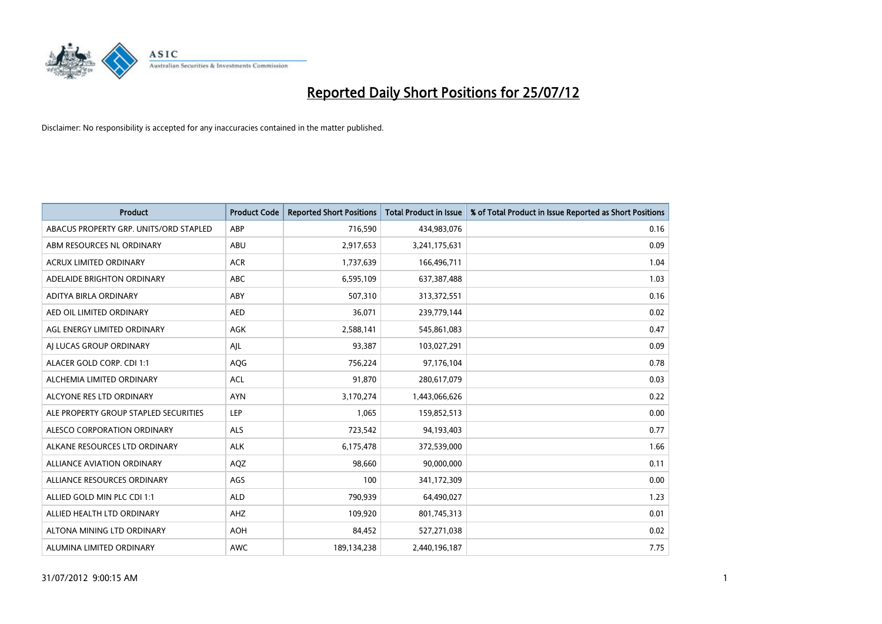# Reported Daily Short Positions for 25/07/12

Disclaimer: No responsibility is accepted for any inaccuracies contained in the matter published.

| Product | Product Code | Reported Short Positions | Total Product in Issue | % of Total Product in Issue Reported as Short Positions |
|---|---|---|---|---|
| ABACUS PROPERTY GRP. UNITS/ORD STAPLED | ABP | 716,590 | 434,983,076 | 0.16 |
| ABM RESOURCES NL ORDINARY | ABU | 2,917,653 | 3,241,175,631 | 0.09 |
| ACRUX LIMITED ORDINARY | ACR | 1,737,639 | 166,496,711 | 1.04 |
| ADELAIDE BRIGHTON ORDINARY | ABC | 6,595,109 | 637,387,488 | 1.03 |
| ADITYA BIRLA ORDINARY | ABY | 507,310 | 313,372,551 | 0.16 |
| AED OIL LIMITED ORDINARY | AED | 36,071 | 239,779,144 | 0.02 |
| AGL ENERGY LIMITED ORDINARY | AGK | 2,588,141 | 545,861,083 | 0.47 |
| AJ LUCAS GROUP ORDINARY | AJL | 93,387 | 103,027,291 | 0.09 |
| ALACER GOLD CORP. CDI 1:1 | AQG | 756,224 | 97,176,104 | 0.78 |
| ALCHEMIA LIMITED ORDINARY | ACL | 91,870 | 280,617,079 | 0.03 |
| ALCYONE RES LTD ORDINARY | AYN | 3,170,274 | 1,443,066,626 | 0.22 |
| ALE PROPERTY GROUP STAPLED SECURITIES | LEP | 1,065 | 159,852,513 | 0.00 |
| ALESCO CORPORATION ORDINARY | ALS | 723,542 | 94,193,403 | 0.77 |
| ALKANE RESOURCES LTD ORDINARY | ALK | 6,175,478 | 372,539,000 | 1.66 |
| ALLIANCE AVIATION ORDINARY | AQZ | 98,660 | 90,000,000 | 0.11 |
| ALLIANCE RESOURCES ORDINARY | AGS | 100 | 341,172,309 | 0.00 |
| ALLIED GOLD MIN PLC CDI 1:1 | ALD | 790,939 | 64,490,027 | 1.23 |
| ALLIED HEALTH LTD ORDINARY | AHZ | 109,920 | 801,745,313 | 0.01 |
| ALTONA MINING LTD ORDINARY | AOH | 84,452 | 527,271,038 | 0.02 |
| ALUMINA LIMITED ORDINARY | AWC | 189,134,238 | 2,440,196,187 | 7.75 |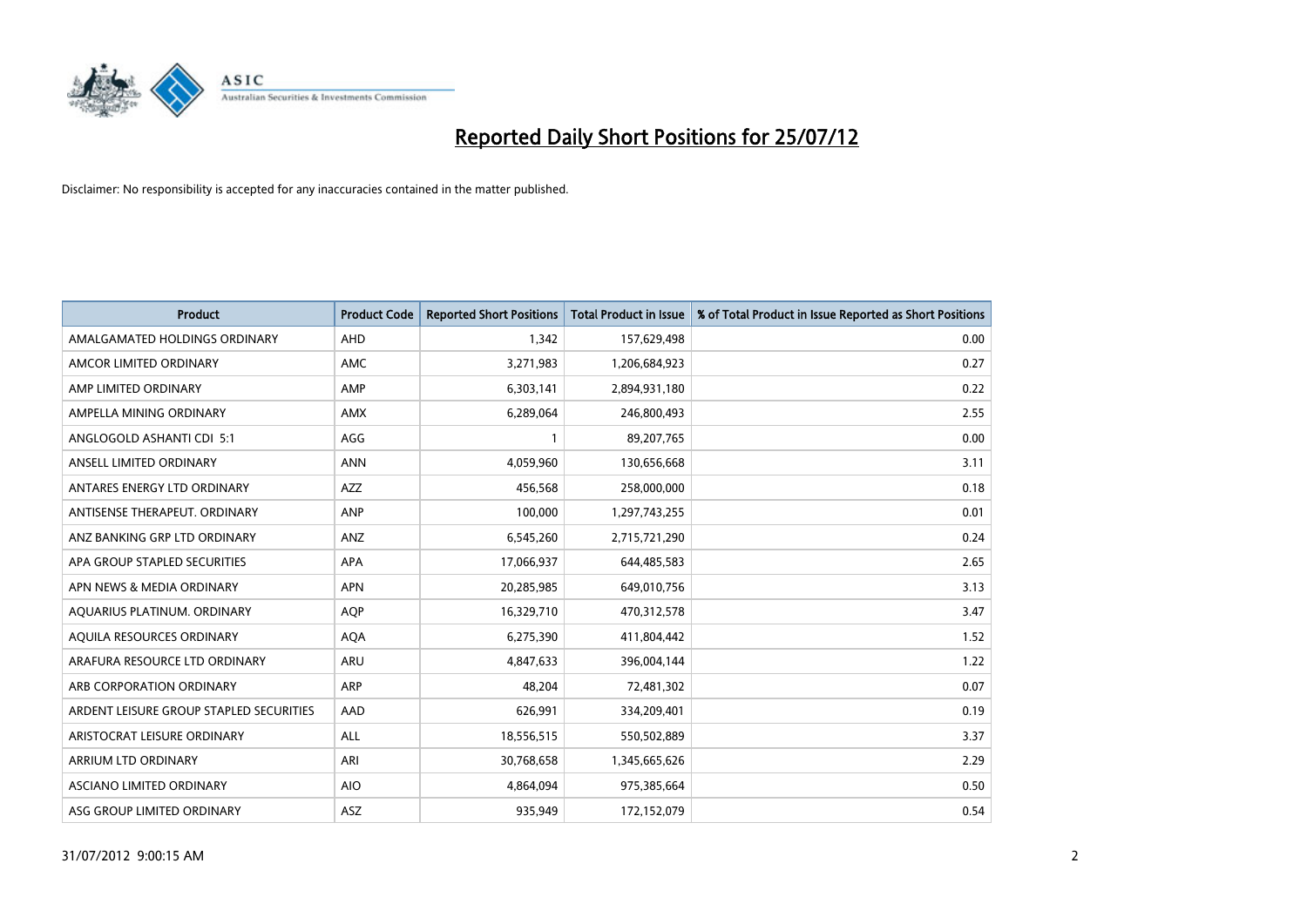# Reported Daily Short Positions for 25/07/12

Disclaimer: No responsibility is accepted for any inaccuracies contained in the matter published.

| Product | Product Code | Reported Short Positions | Total Product in Issue | % of Total Product in Issue Reported as Short Positions |
|---|---|---|---|---|
| AMALGAMATED HOLDINGS ORDINARY | AHD | 1,342 | 157,629,498 | 0.00 |
| AMCOR LIMITED ORDINARY | AMC | 3,271,983 | 1,206,684,923 | 0.27 |
| AMP LIMITED ORDINARY | AMP | 6,303,141 | 2,894,931,180 | 0.22 |
| AMPELLA MINING ORDINARY | AMX | 6,289,064 | 246,800,493 | 2.55 |
| ANGLOGOLD ASHANTI CDI 5:1 | AGG | 1 | 89,207,765 | 0.00 |
| ANSELL LIMITED ORDINARY | ANN | 4,059,960 | 130,656,668 | 3.11 |
| ANTARES ENERGY LTD ORDINARY | AZZ | 456,568 | 258,000,000 | 0.18 |
| ANTISENSE THERAPEUT. ORDINARY | ANP | 100,000 | 1,297,743,255 | 0.01 |
| ANZ BANKING GRP LTD ORDINARY | ANZ | 6,545,260 | 2,715,721,290 | 0.24 |
| APA GROUP STAPLED SECURITIES | APA | 17,066,937 | 644,485,583 | 2.65 |
| APN NEWS & MEDIA ORDINARY | APN | 20,285,985 | 649,010,756 | 3.13 |
| AQUARIUS PLATINUM. ORDINARY | AQP | 16,329,710 | 470,312,578 | 3.47 |
| AQUILA RESOURCES ORDINARY | AQA | 6,275,390 | 411,804,442 | 1.52 |
| ARAFURA RESOURCE LTD ORDINARY | ARU | 4,847,633 | 396,004,144 | 1.22 |
| ARB CORPORATION ORDINARY | ARP | 48,204 | 72,481,302 | 0.07 |
| ARDENT LEISURE GROUP STAPLED SECURITIES | AAD | 626,991 | 334,209,401 | 0.19 |
| ARISTOCRAT LEISURE ORDINARY | ALL | 18,556,515 | 550,502,889 | 3.37 |
| ARRIUM LTD ORDINARY | ARI | 30,768,658 | 1,345,665,626 | 2.29 |
| ASCIANO LIMITED ORDINARY | AIO | 4,864,094 | 975,385,664 | 0.50 |
| ASG GROUP LIMITED ORDINARY | ASZ | 935,949 | 172,152,079 | 0.54 |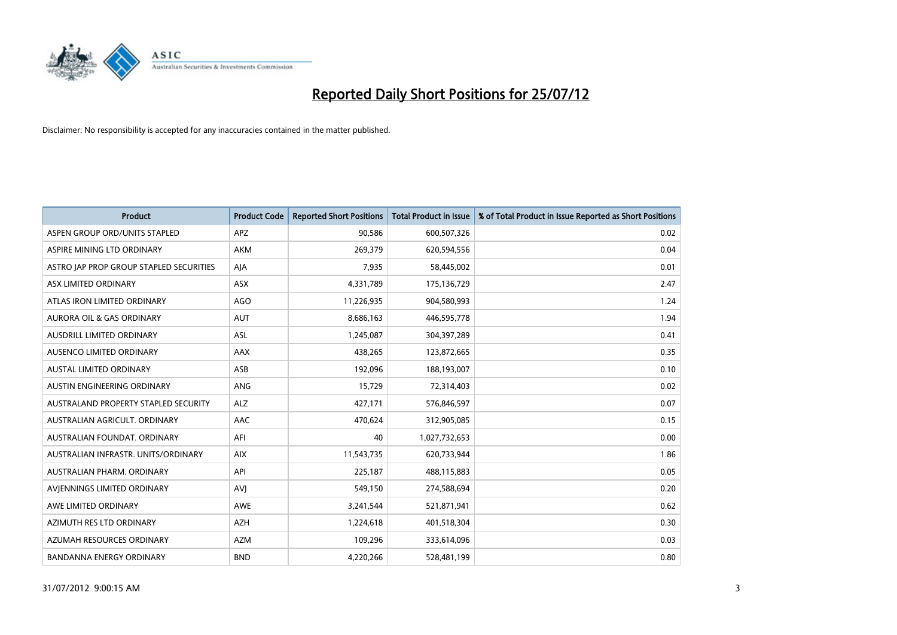# Reported Daily Short Positions for 25/07/12

Disclaimer: No responsibility is accepted for any inaccuracies contained in the matter published.

| Product | Product Code | Reported Short Positions | Total Product in Issue | % of Total Product in Issue Reported as Short Positions |
|---|---|---|---|---|
| ASPEN GROUP ORD/UNITS STAPLED | APZ | 90,586 | 600,507,326 | 0.02 |
| ASPIRE MINING LTD ORDINARY | AKM | 269,379 | 620,594,556 | 0.04 |
| ASTRO JAP PROP GROUP STAPLED SECURITIES | AJA | 7,935 | 58,445,002 | 0.01 |
| ASX LIMITED ORDINARY | ASX | 4,331,789 | 175,136,729 | 2.47 |
| ATLAS IRON LIMITED ORDINARY | AGO | 11,226,935 | 904,580,993 | 1.24 |
| AURORA OIL & GAS ORDINARY | AUT | 8,686,163 | 446,595,778 | 1.94 |
| AUSDRILL LIMITED ORDINARY | ASL | 1,245,087 | 304,397,289 | 0.41 |
| AUSENCO LIMITED ORDINARY | AAX | 438,265 | 123,872,665 | 0.35 |
| AUSTAL LIMITED ORDINARY | ASB | 192,096 | 188,193,007 | 0.10 |
| AUSTIN ENGINEERING ORDINARY | ANG | 15,729 | 72,314,403 | 0.02 |
| AUSTRALAND PROPERTY STAPLED SECURITY | ALZ | 427,171 | 576,846,597 | 0.07 |
| AUSTRALIAN AGRICULT. ORDINARY | AAC | 470,624 | 312,905,085 | 0.15 |
| AUSTRALIAN FOUNDAT. ORDINARY | AFI | 40 | 1,027,732,653 | 0.00 |
| AUSTRALIAN INFRASTR. UNITS/ORDINARY | AIX | 11,543,735 | 620,733,944 | 1.86 |
| AUSTRALIAN PHARM. ORDINARY | API | 225,187 | 488,115,883 | 0.05 |
| AVJENNINGS LIMITED ORDINARY | AVJ | 549,150 | 274,588,694 | 0.20 |
| AWE LIMITED ORDINARY | AWE | 3,241,544 | 521,871,941 | 0.62 |
| AZIMUTH RES LTD ORDINARY | AZH | 1,224,618 | 401,518,304 | 0.30 |
| AZUMAH RESOURCES ORDINARY | AZM | 109,296 | 333,614,096 | 0.03 |
| BANDANNA ENERGY ORDINARY | BND | 4,220,266 | 528,481,199 | 0.80 |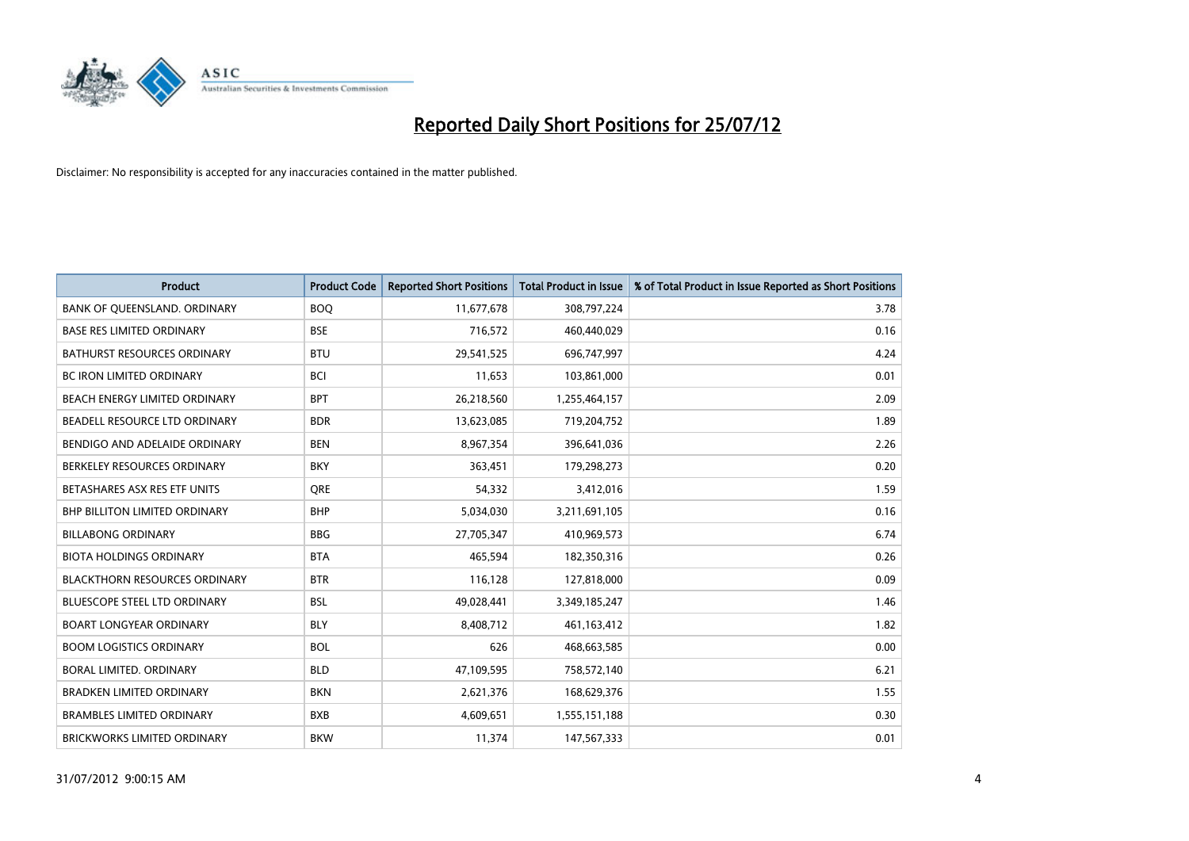# Reported Daily Short Positions for 25/07/12

Disclaimer: No responsibility is accepted for any inaccuracies contained in the matter published.

| Product | Product Code | Reported Short Positions | Total Product in Issue | % of Total Product in Issue Reported as Short Positions |
|---|---|---|---|---|
| BANK OF QUEENSLAND. ORDINARY | BOQ | 11,677,678 | 308,797,224 | 3.78 |
| BASE RES LIMITED ORDINARY | BSE | 716,572 | 460,440,029 | 0.16 |
| BATHURST RESOURCES ORDINARY | BTU | 29,541,525 | 696,747,997 | 4.24 |
| BC IRON LIMITED ORDINARY | BCI | 11,653 | 103,861,000 | 0.01 |
| BEACH ENERGY LIMITED ORDINARY | BPT | 26,218,560 | 1,255,464,157 | 2.09 |
| BEADELL RESOURCE LTD ORDINARY | BDR | 13,623,085 | 719,204,752 | 1.89 |
| BENDIGO AND ADELAIDE ORDINARY | BEN | 8,967,354 | 396,641,036 | 2.26 |
| BERKELEY RESOURCES ORDINARY | BKY | 363,451 | 179,298,273 | 0.20 |
| BETASHARES ASX RES ETF UNITS | QRE | 54,332 | 3,412,016 | 1.59 |
| BHP BILLITON LIMITED ORDINARY | BHP | 5,034,030 | 3,211,691,105 | 0.16 |
| BILLABONG ORDINARY | BBG | 27,705,347 | 410,969,573 | 6.74 |
| BIOTA HOLDINGS ORDINARY | BTA | 465,594 | 182,350,316 | 0.26 |
| BLACKTHORN RESOURCES ORDINARY | BTR | 116,128 | 127,818,000 | 0.09 |
| BLUESCOPE STEEL LTD ORDINARY | BSL | 49,028,441 | 3,349,185,247 | 1.46 |
| BOART LONGYEAR ORDINARY | BLY | 8,408,712 | 461,163,412 | 1.82 |
| BOOM LOGISTICS ORDINARY | BOL | 626 | 468,663,585 | 0.00 |
| BORAL LIMITED. ORDINARY | BLD | 47,109,595 | 758,572,140 | 6.21 |
| BRADKEN LIMITED ORDINARY | BKN | 2,621,376 | 168,629,376 | 1.55 |
| BRAMBLES LIMITED ORDINARY | BXB | 4,609,651 | 1,555,151,188 | 0.30 |
| BRICKWORKS LIMITED ORDINARY | BKW | 11,374 | 147,567,333 | 0.01 |

31/07/2012 9:00:15 AM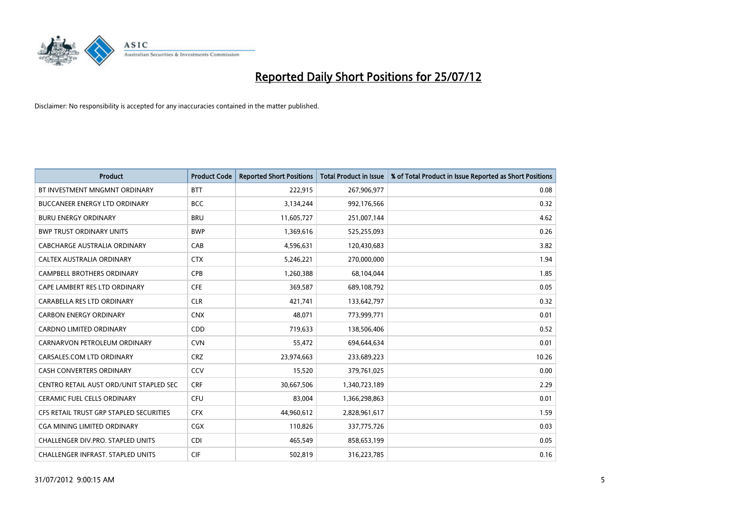# Reported Daily Short Positions for 25/07/12

Disclaimer: No responsibility is accepted for any inaccuracies contained in the matter published.

| Product | Product Code | Reported Short Positions | Total Product in Issue | % of Total Product in Issue Reported as Short Positions |
|---|---|---|---|---|
| BT INVESTMENT MNGMNT ORDINARY | BTT | 222,915 | 267,906,977 | 0.08 |
| BUCCANEER ENERGY LTD ORDINARY | BCC | 3,134,244 | 992,176,566 | 0.32 |
| BURU ENERGY ORDINARY | BRU | 11,605,727 | 251,007,144 | 4.62 |
| BWP TRUST ORDINARY UNITS | BWP | 1,369,616 | 525,255,093 | 0.26 |
| CABCHARGE AUSTRALIA ORDINARY | CAB | 4,596,631 | 120,430,683 | 3.82 |
| CALTEX AUSTRALIA ORDINARY | CTX | 5,246,221 | 270,000,000 | 1.94 |
| CAMPBELL BROTHERS ORDINARY | CPB | 1,260,388 | 68,104,044 | 1.85 |
| CAPE LAMBERT RES LTD ORDINARY | CFE | 369,587 | 689,108,792 | 0.05 |
| CARABELLA RES LTD ORDINARY | CLR | 421,741 | 133,642,797 | 0.32 |
| CARBON ENERGY ORDINARY | CNX | 48,071 | 773,999,771 | 0.01 |
| CARDNO LIMITED ORDINARY | CDD | 719,633 | 138,506,406 | 0.52 |
| CARNARVON PETROLEUM ORDINARY | CVN | 55,472 | 694,644,634 | 0.01 |
| CARSALES.COM LTD ORDINARY | CRZ | 23,974,663 | 233,689,223 | 10.26 |
| CASH CONVERTERS ORDINARY | CCV | 15,520 | 379,761,025 | 0.00 |
| CENTRO RETAIL AUST ORD/UNIT STAPLED SEC | CRF | 30,667,506 | 1,340,723,189 | 2.29 |
| CERAMIC FUEL CELLS ORDINARY | CFU | 83,004 | 1,366,298,863 | 0.01 |
| CFS RETAIL TRUST GRP STAPLED SECURITIES | CFX | 44,960,612 | 2,828,961,617 | 1.59 |
| CGA MINING LIMITED ORDINARY | CGX | 110,826 | 337,775,726 | 0.03 |
| CHALLENGER DIV.PRO. STAPLED UNITS | CDI | 465,549 | 858,653,199 | 0.05 |
| CHALLENGER INFRAST. STAPLED UNITS | CIF | 502,819 | 316,223,785 | 0.16 |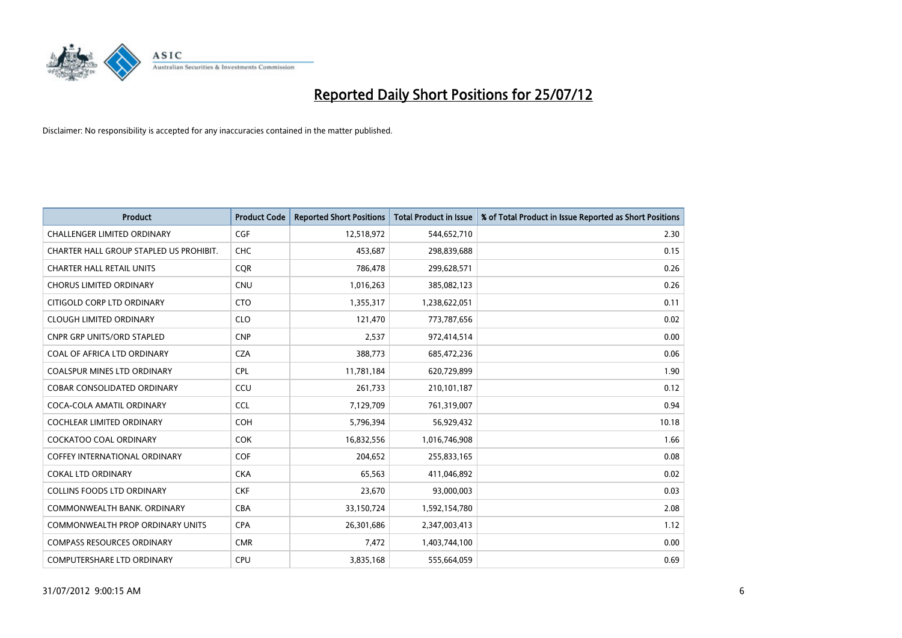# Reported Daily Short Positions for 25/07/12

Disclaimer: No responsibility is accepted for any inaccuracies contained in the matter published.

| Product | Product Code | Reported Short Positions | Total Product in Issue | % of Total Product in Issue Reported as Short Positions |
|---|---|---|---|---|
| CHALLENGER LIMITED ORDINARY | CGF | 12,518,972 | 544,652,710 | 2.30 |
| CHARTER HALL GROUP STAPLED US PROHIBIT. | CHC | 453,687 | 298,839,688 | 0.15 |
| CHARTER HALL RETAIL UNITS | CQR | 786,478 | 299,628,571 | 0.26 |
| CHORUS LIMITED ORDINARY | CNU | 1,016,263 | 385,082,123 | 0.26 |
| CITIGOLD CORP LTD ORDINARY | CTO | 1,355,317 | 1,238,622,051 | 0.11 |
| CLOUGH LIMITED ORDINARY | CLO | 121,470 | 773,787,656 | 0.02 |
| CNPR GRP UNITS/ORD STAPLED | CNP | 2,537 | 972,414,514 | 0.00 |
| COAL OF AFRICA LTD ORDINARY | CZA | 388,773 | 685,472,236 | 0.06 |
| COALSPUR MINES LTD ORDINARY | CPL | 11,781,184 | 620,729,899 | 1.90 |
| COBAR CONSOLIDATED ORDINARY | CCU | 261,733 | 210,101,187 | 0.12 |
| COCA-COLA AMATIL ORDINARY | CCL | 7,129,709 | 761,319,007 | 0.94 |
| COCHLEAR LIMITED ORDINARY | COH | 5,796,394 | 56,929,432 | 10.18 |
| COCKATOO COAL ORDINARY | COK | 16,832,556 | 1,016,746,908 | 1.66 |
| COFFEY INTERNATIONAL ORDINARY | COF | 204,652 | 255,833,165 | 0.08 |
| COKAL LTD ORDINARY | CKA | 65,563 | 411,046,892 | 0.02 |
| COLLINS FOODS LTD ORDINARY | CKF | 23,670 | 93,000,003 | 0.03 |
| COMMONWEALTH BANK. ORDINARY | CBA | 33,150,724 | 1,592,154,780 | 2.08 |
| COMMONWEALTH PROP ORDINARY UNITS | CPA | 26,301,686 | 2,347,003,413 | 1.12 |
| COMPASS RESOURCES ORDINARY | CMR | 7,472 | 1,403,744,100 | 0.00 |
| COMPUTERSHARE LTD ORDINARY | CPU | 3,835,168 | 555,664,059 | 0.69 |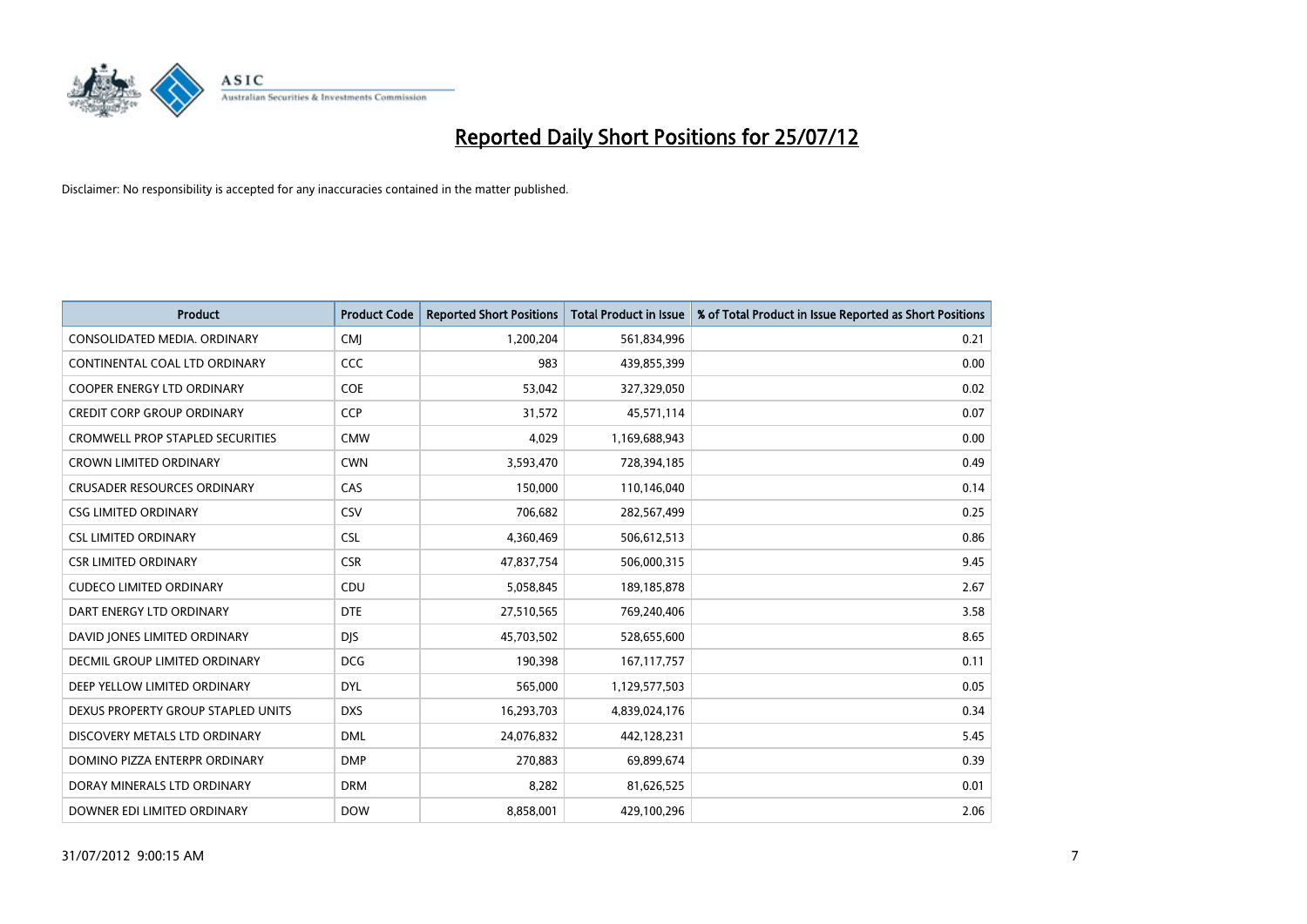# Reported Daily Short Positions for 25/07/12

Disclaimer: No responsibility is accepted for any inaccuracies contained in the matter published.

| Product | Product Code | Reported Short Positions | Total Product in Issue | % of Total Product in Issue Reported as Short Positions |
|---|---|---|---|---|
| CONSOLIDATED MEDIA. ORDINARY | CMJ | 1,200,204 | 561,834,996 | 0.21 |
| CONTINENTAL COAL LTD ORDINARY | CCC | 983 | 439,855,399 | 0.00 |
| COOPER ENERGY LTD ORDINARY | COE | 53,042 | 327,329,050 | 0.02 |
| CREDIT CORP GROUP ORDINARY | CCP | 31,572 | 45,571,114 | 0.07 |
| CROMWELL PROP STAPLED SECURITIES | CMW | 4,029 | 1,169,688,943 | 0.00 |
| CROWN LIMITED ORDINARY | CWN | 3,593,470 | 728,394,185 | 0.49 |
| CRUSADER RESOURCES ORDINARY | CAS | 150,000 | 110,146,040 | 0.14 |
| CSG LIMITED ORDINARY | CSV | 706,682 | 282,567,499 | 0.25 |
| CSL LIMITED ORDINARY | CSL | 4,360,469 | 506,612,513 | 0.86 |
| CSR LIMITED ORDINARY | CSR | 47,837,754 | 506,000,315 | 9.45 |
| CUDECO LIMITED ORDINARY | CDU | 5,058,845 | 189,185,878 | 2.67 |
| DART ENERGY LTD ORDINARY | DTE | 27,510,565 | 769,240,406 | 3.58 |
| DAVID JONES LIMITED ORDINARY | DJS | 45,703,502 | 528,655,600 | 8.65 |
| DECMIL GROUP LIMITED ORDINARY | DCG | 190,398 | 167,117,757 | 0.11 |
| DEEP YELLOW LIMITED ORDINARY | DYL | 565,000 | 1,129,577,503 | 0.05 |
| DEXUS PROPERTY GROUP STAPLED UNITS | DXS | 16,293,703 | 4,839,024,176 | 0.34 |
| DISCOVERY METALS LTD ORDINARY | DML | 24,076,832 | 442,128,231 | 5.45 |
| DOMINO PIZZA ENTERPR ORDINARY | DMP | 270,883 | 69,899,674 | 0.39 |
| DORAY MINERALS LTD ORDINARY | DRM | 8,282 | 81,626,525 | 0.01 |
| DOWNER EDI LIMITED ORDINARY | DOW | 8,858,001 | 429,100,296 | 2.06 |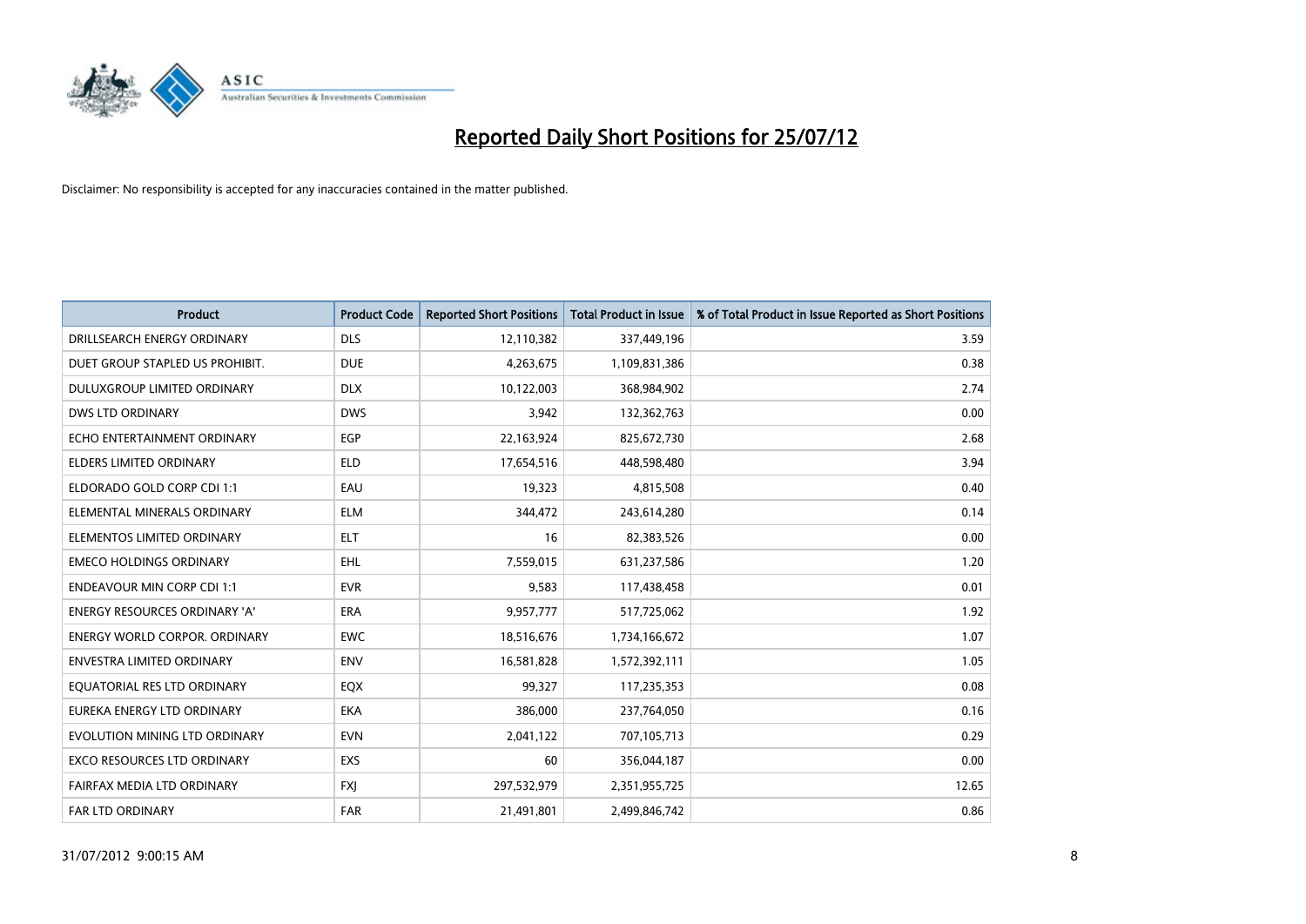# Reported Daily Short Positions for 25/07/12

Disclaimer: No responsibility is accepted for any inaccuracies contained in the matter published.

| Product | Product Code | Reported Short Positions | Total Product in Issue | % of Total Product in Issue Reported as Short Positions |
| --- | --- | --- | --- | --- |
| DRILLSEARCH ENERGY ORDINARY | DLS | 12,110,382 | 337,449,196 | 3.59 |
| DUET GROUP STAPLED US PROHIBIT. | DUE | 4,263,675 | 1,109,831,386 | 0.38 |
| DULUXGROUP LIMITED ORDINARY | DLX | 10,122,003 | 368,984,902 | 2.74 |
| DWS LTD ORDINARY | DWS | 3,942 | 132,362,763 | 0.00 |
| ECHO ENTERTAINMENT ORDINARY | EGP | 22,163,924 | 825,672,730 | 2.68 |
| ELDERS LIMITED ORDINARY | ELD | 17,654,516 | 448,598,480 | 3.94 |
| ELDORADO GOLD CORP CDI 1:1 | EAU | 19,323 | 4,815,508 | 0.40 |
| ELEMENTAL MINERALS ORDINARY | ELM | 344,472 | 243,614,280 | 0.14 |
| ELEMENTOS LIMITED ORDINARY | ELT | 16 | 82,383,526 | 0.00 |
| EMECO HOLDINGS ORDINARY | EHL | 7,559,015 | 631,237,586 | 1.20 |
| ENDEAVOUR MIN CORP CDI 1:1 | EVR | 9,583 | 117,438,458 | 0.01 |
| ENERGY RESOURCES ORDINARY 'A' | ERA | 9,957,777 | 517,725,062 | 1.92 |
| ENERGY WORLD CORPOR. ORDINARY | EWC | 18,516,676 | 1,734,166,672 | 1.07 |
| ENVESTRA LIMITED ORDINARY | ENV | 16,581,828 | 1,572,392,111 | 1.05 |
| EQUATORIAL RES LTD ORDINARY | EQX | 99,327 | 117,235,353 | 0.08 |
| EUREKA ENERGY LTD ORDINARY | EKA | 386,000 | 237,764,050 | 0.16 |
| EVOLUTION MINING LTD ORDINARY | EVN | 2,041,122 | 707,105,713 | 0.29 |
| EXCO RESOURCES LTD ORDINARY | EXS | 60 | 356,044,187 | 0.00 |
| FAIRFAX MEDIA LTD ORDINARY | FXJ | 297,532,979 | 2,351,955,725 | 12.65 |
| FAR LTD ORDINARY | FAR | 21,491,801 | 2,499,846,742 | 0.86 |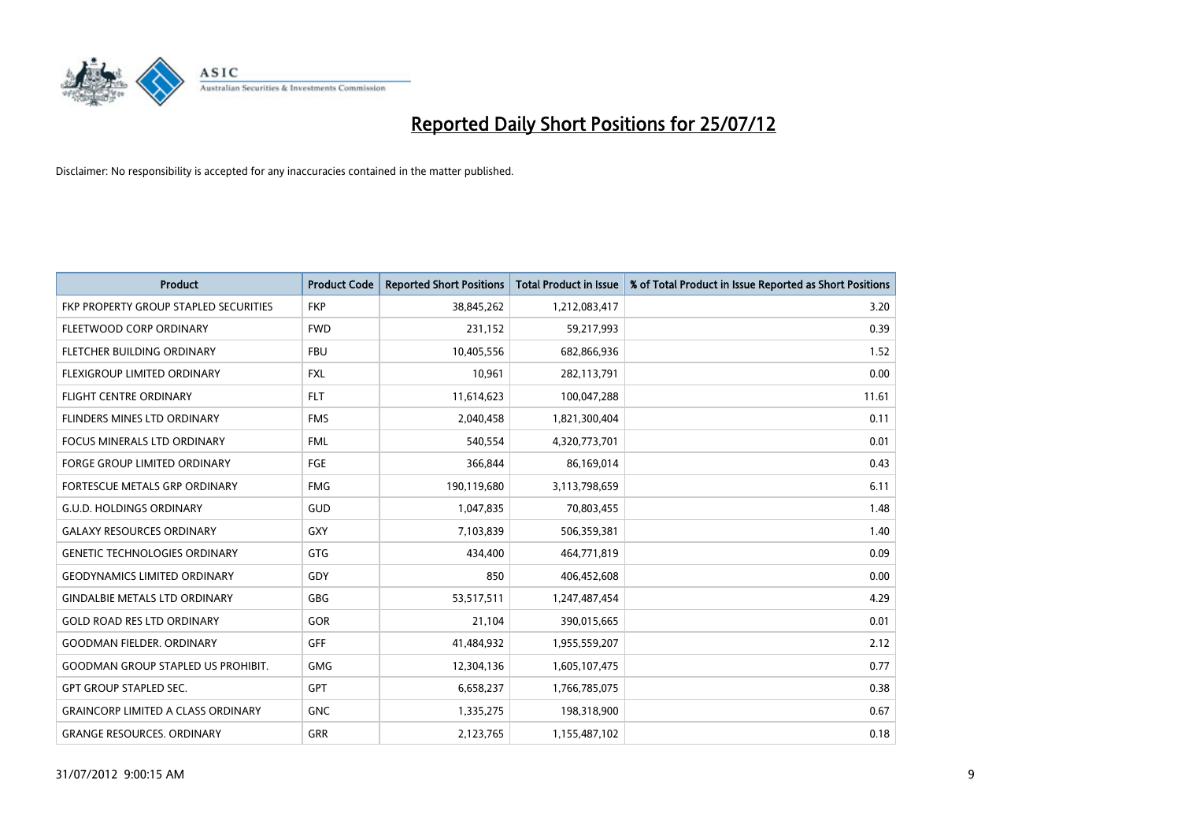# Reported Daily Short Positions for 25/07/12

Disclaimer: No responsibility is accepted for any inaccuracies contained in the matter published.

| Product | Product Code | Reported Short Positions | Total Product in Issue | % of Total Product in Issue Reported as Short Positions |
|---|---|---|---|---|
| FKP PROPERTY GROUP STAPLED SECURITIES | FKP | 38,845,262 | 1,212,083,417 | 3.20 |
| FLEETWOOD CORP ORDINARY | FWD | 231,152 | 59,217,993 | 0.39 |
| FLETCHER BUILDING ORDINARY | FBU | 10,405,556 | 682,866,936 | 1.52 |
| FLEXIGROUP LIMITED ORDINARY | FXL | 10,961 | 282,113,791 | 0.00 |
| FLIGHT CENTRE ORDINARY | FLT | 11,614,623 | 100,047,288 | 11.61 |
| FLINDERS MINES LTD ORDINARY | FMS | 2,040,458 | 1,821,300,404 | 0.11 |
| FOCUS MINERALS LTD ORDINARY | FML | 540,554 | 4,320,773,701 | 0.01 |
| FORGE GROUP LIMITED ORDINARY | FGE | 366,844 | 86,169,014 | 0.43 |
| FORTESCUE METALS GRP ORDINARY | FMG | 190,119,680 | 3,113,798,659 | 6.11 |
| G.U.D. HOLDINGS ORDINARY | GUD | 1,047,835 | 70,803,455 | 1.48 |
| GALAXY RESOURCES ORDINARY | GXY | 7,103,839 | 506,359,381 | 1.40 |
| GENETIC TECHNOLOGIES ORDINARY | GTG | 434,400 | 464,771,819 | 0.09 |
| GEODYNAMICS LIMITED ORDINARY | GDY | 850 | 406,452,608 | 0.00 |
| GINDALBIE METALS LTD ORDINARY | GBG | 53,517,511 | 1,247,487,454 | 4.29 |
| GOLD ROAD RES LTD ORDINARY | GOR | 21,104 | 390,015,665 | 0.01 |
| GOODMAN FIELDER. ORDINARY | GFF | 41,484,932 | 1,955,559,207 | 2.12 |
| GOODMAN GROUP STAPLED US PROHIBIT. | GMG | 12,304,136 | 1,605,107,475 | 0.77 |
| GPT GROUP STAPLED SEC. | GPT | 6,658,237 | 1,766,785,075 | 0.38 |
| GRAINCORP LIMITED A CLASS ORDINARY | GNC | 1,335,275 | 198,318,900 | 0.67 |
| GRANGE RESOURCES. ORDINARY | GRR | 2,123,765 | 1,155,487,102 | 0.18 |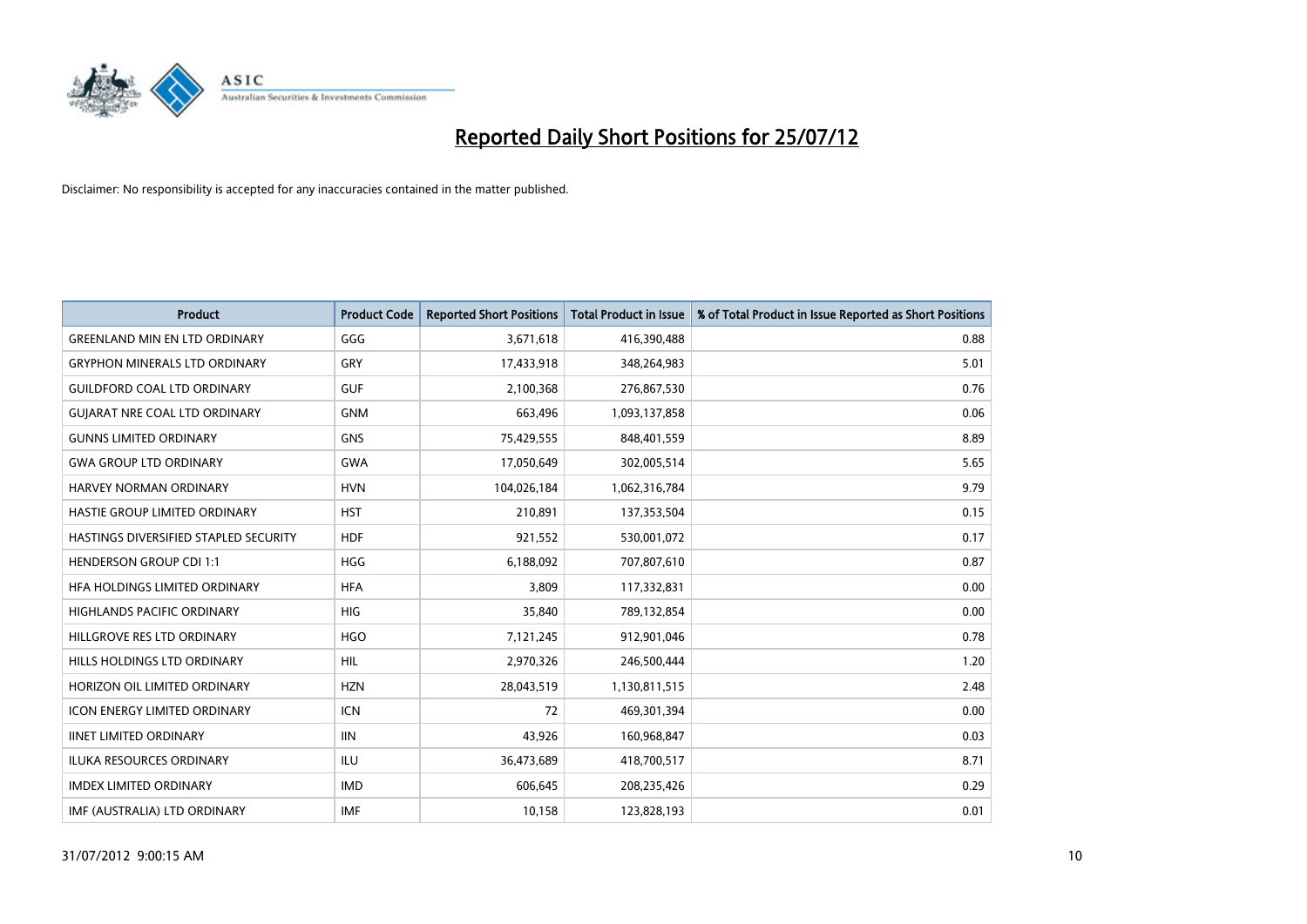# Reported Daily Short Positions for 25/07/12

Disclaimer: No responsibility is accepted for any inaccuracies contained in the matter published.

| Product | Product Code | Reported Short Positions | Total Product in Issue | % of Total Product in Issue Reported as Short Positions |
|---|---|---|---|---|
| GREENLAND MIN EN LTD ORDINARY | GGG | 3,671,618 | 416,390,488 | 0.88 |
| GRYPHON MINERALS LTD ORDINARY | GRY | 17,433,918 | 348,264,983 | 5.01 |
| GUILDFORD COAL LTD ORDINARY | GUF | 2,100,368 | 276,867,530 | 0.76 |
| GUJARAT NRE COAL LTD ORDINARY | GNM | 663,496 | 1,093,137,858 | 0.06 |
| GUNNS LIMITED ORDINARY | GNS | 75,429,555 | 848,401,559 | 8.89 |
| GWA GROUP LTD ORDINARY | GWA | 17,050,649 | 302,005,514 | 5.65 |
| HARVEY NORMAN ORDINARY | HVN | 104,026,184 | 1,062,316,784 | 9.79 |
| HASTIE GROUP LIMITED ORDINARY | HST | 210,891 | 137,353,504 | 0.15 |
| HASTINGS DIVERSIFIED STAPLED SECURITY | HDF | 921,552 | 530,001,072 | 0.17 |
| HENDERSON GROUP CDI 1:1 | HGG | 6,188,092 | 707,807,610 | 0.87 |
| HFA HOLDINGS LIMITED ORDINARY | HFA | 3,809 | 117,332,831 | 0.00 |
| HIGHLANDS PACIFIC ORDINARY | HIG | 35,840 | 789,132,854 | 0.00 |
| HILLGROVE RES LTD ORDINARY | HGO | 7,121,245 | 912,901,046 | 0.78 |
| HILLS HOLDINGS LTD ORDINARY | HIL | 2,970,326 | 246,500,444 | 1.20 |
| HORIZON OIL LIMITED ORDINARY | HZN | 28,043,519 | 1,130,811,515 | 2.48 |
| ICON ENERGY LIMITED ORDINARY | ICN | 72 | 469,301,394 | 0.00 |
| IINET LIMITED ORDINARY | IIN | 43,926 | 160,968,847 | 0.03 |
| ILUKA RESOURCES ORDINARY | ILU | 36,473,689 | 418,700,517 | 8.71 |
| IMDEX LIMITED ORDINARY | IMD | 606,645 | 208,235,426 | 0.29 |
| IMF (AUSTRALIA) LTD ORDINARY | IMF | 10,158 | 123,828,193 | 0.01 |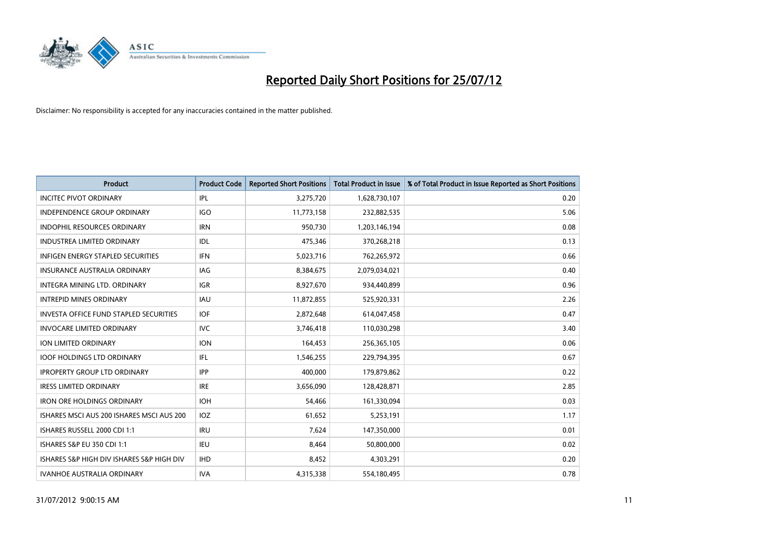# Reported Daily Short Positions for 25/07/12

Disclaimer: No responsibility is accepted for any inaccuracies contained in the matter published.

| Product | Product Code | Reported Short Positions | Total Product in Issue | % of Total Product in Issue Reported as Short Positions |
|---|---|---|---|---|
| INCITEC PIVOT ORDINARY | IPL | 3,275,720 | 1,628,730,107 | 0.20 |
| INDEPENDENCE GROUP ORDINARY | IGO | 11,773,158 | 232,882,535 | 5.06 |
| INDOPHIL RESOURCES ORDINARY | IRN | 950,730 | 1,203,146,194 | 0.08 |
| INDUSTREA LIMITED ORDINARY | IDL | 475,346 | 370,268,218 | 0.13 |
| INFIGEN ENERGY STAPLED SECURITIES | IFN | 5,023,716 | 762,265,972 | 0.66 |
| INSURANCE AUSTRALIA ORDINARY | IAG | 8,384,675 | 2,079,034,021 | 0.40 |
| INTEGRA MINING LTD. ORDINARY | IGR | 8,927,670 | 934,440,899 | 0.96 |
| INTREPID MINES ORDINARY | IAU | 11,872,855 | 525,920,331 | 2.26 |
| INVESTA OFFICE FUND STAPLED SECURITIES | IOF | 2,872,648 | 614,047,458 | 0.47 |
| INVOCARE LIMITED ORDINARY | IVC | 3,746,418 | 110,030,298 | 3.40 |
| ION LIMITED ORDINARY | ION | 164,453 | 256,365,105 | 0.06 |
| IOOF HOLDINGS LTD ORDINARY | IFL | 1,546,255 | 229,794,395 | 0.67 |
| IPROPERTY GROUP LTD ORDINARY | IPP | 400,000 | 179,879,862 | 0.22 |
| IRESS LIMITED ORDINARY | IRE | 3,656,090 | 128,428,871 | 2.85 |
| IRON ORE HOLDINGS ORDINARY | IOH | 54,466 | 161,330,094 | 0.03 |
| ISHARES MSCI AUS 200 ISHARES MSCI AUS 200 | IOZ | 61,652 | 5,253,191 | 1.17 |
| ISHARES RUSSELL 2000 CDI 1:1 | IRU | 7,624 | 147,350,000 | 0.01 |
| ISHARES S&P EU 350 CDI 1:1 | IEU | 8,464 | 50,800,000 | 0.02 |
| ISHARES S&P HIGH DIV ISHARES S&P HIGH DIV | IHD | 8,452 | 4,303,291 | 0.20 |
| IVANHOE AUSTRALIA ORDINARY | IVA | 4,315,338 | 554,180,495 | 0.78 |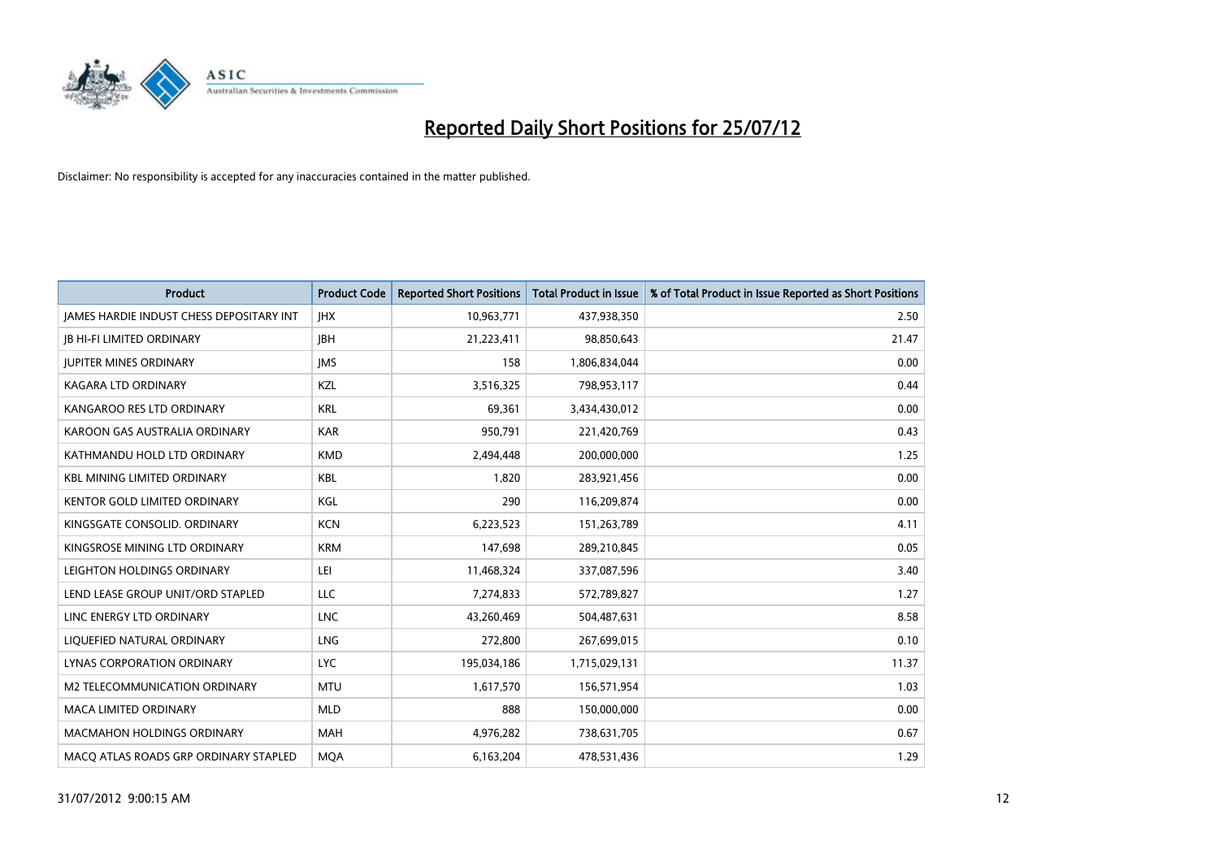# Reported Daily Short Positions for 25/07/12

Disclaimer: No responsibility is accepted for any inaccuracies contained in the matter published.

| Product | Product Code | Reported Short Positions | Total Product in Issue | % of Total Product in Issue Reported as Short Positions |
|---|---|---|---|---|
| JAMES HARDIE INDUST CHESS DEPOSITARY INT | JHX | 10,963,771 | 437,938,350 | 2.50 |
| JB HI-FI LIMITED ORDINARY | JBH | 21,223,411 | 98,850,643 | 21.47 |
| JUPITER MINES ORDINARY | JMS | 158 | 1,806,834,044 | 0.00 |
| KAGARA LTD ORDINARY | KZL | 3,516,325 | 798,953,117 | 0.44 |
| KANGAROO RES LTD ORDINARY | KRL | 69,361 | 3,434,430,012 | 0.00 |
| KAROON GAS AUSTRALIA ORDINARY | KAR | 950,791 | 221,420,769 | 0.43 |
| KATHMANDU HOLD LTD ORDINARY | KMD | 2,494,448 | 200,000,000 | 1.25 |
| KBL MINING LIMITED ORDINARY | KBL | 1,820 | 283,921,456 | 0.00 |
| KENTOR GOLD LIMITED ORDINARY | KGL | 290 | 116,209,874 | 0.00 |
| KINGSGATE CONSOLID. ORDINARY | KCN | 6,223,523 | 151,263,789 | 4.11 |
| KINGSROSE MINING LTD ORDINARY | KRM | 147,698 | 289,210,845 | 0.05 |
| LEIGHTON HOLDINGS ORDINARY | LEI | 11,468,324 | 337,087,596 | 3.40 |
| LEND LEASE GROUP UNIT/ORD STAPLED | LLC | 7,274,833 | 572,789,827 | 1.27 |
| LINC ENERGY LTD ORDINARY | LNC | 43,260,469 | 504,487,631 | 8.58 |
| LIQUEFIED NATURAL ORDINARY | LNG | 272,800 | 267,699,015 | 0.10 |
| LYNAS CORPORATION ORDINARY | LYC | 195,034,186 | 1,715,029,131 | 11.37 |
| M2 TELECOMMUNICATION ORDINARY | MTU | 1,617,570 | 156,571,954 | 1.03 |
| MACA LIMITED ORDINARY | MLD | 888 | 150,000,000 | 0.00 |
| MACMAHON HOLDINGS ORDINARY | MAH | 4,976,282 | 738,631,705 | 0.67 |
| MACQ ATLAS ROADS GRP ORDINARY STAPLED | MQA | 6,163,204 | 478,531,436 | 1.29 |

31/07/2012 9:00:15 AM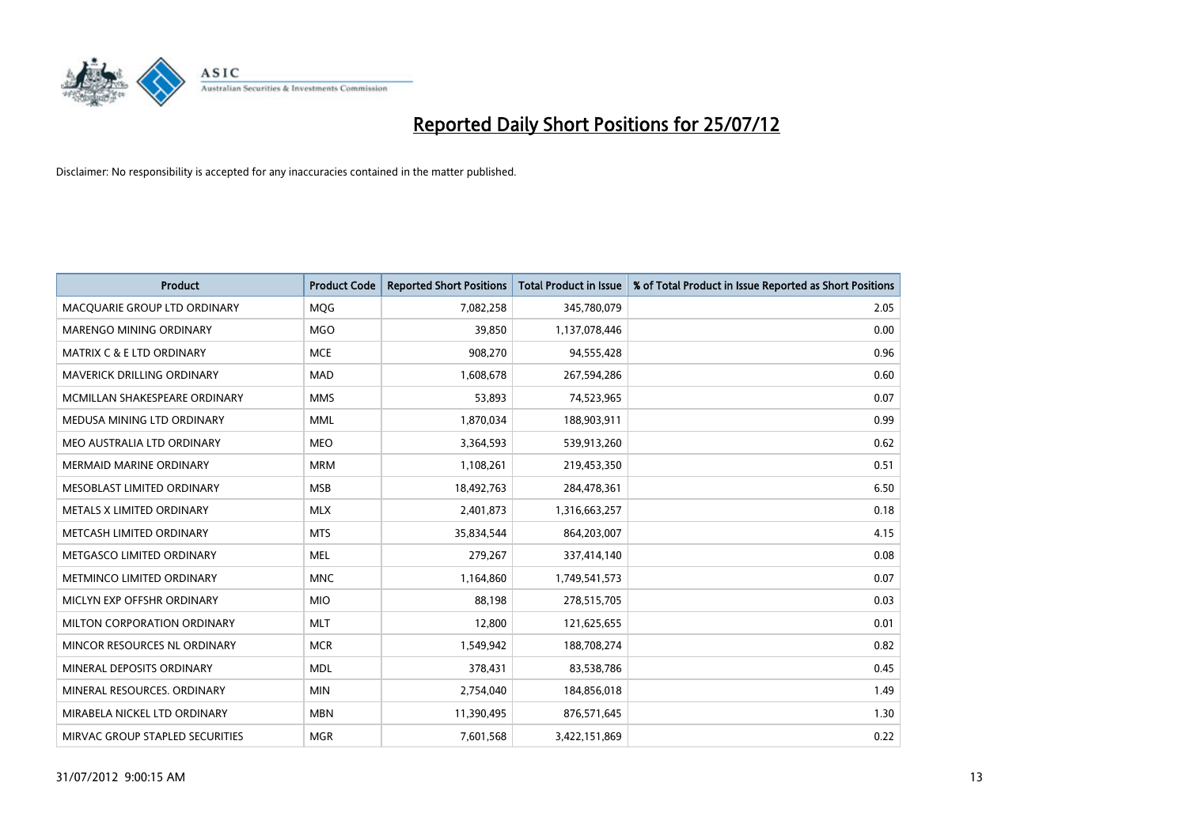# Reported Daily Short Positions for 25/07/12

Disclaimer: No responsibility is accepted for any inaccuracies contained in the matter published.

| Product | Product Code | Reported Short Positions | Total Product in Issue | % of Total Product in Issue Reported as Short Positions |
| --- | --- | --- | --- | --- |
| MACQUARIE GROUP LTD ORDINARY | MQG | 7,082,258 | 345,780,079 | 2.05 |
| MARENGO MINING ORDINARY | MGO | 39,850 | 1,137,078,446 | 0.00 |
| MATRIX C & E LTD ORDINARY | MCE | 908,270 | 94,555,428 | 0.96 |
| MAVERICK DRILLING ORDINARY | MAD | 1,608,678 | 267,594,286 | 0.60 |
| MCMILLAN SHAKESPEARE ORDINARY | MMS | 53,893 | 74,523,965 | 0.07 |
| MEDUSA MINING LTD ORDINARY | MML | 1,870,034 | 188,903,911 | 0.99 |
| MEO AUSTRALIA LTD ORDINARY | MEO | 3,364,593 | 539,913,260 | 0.62 |
| MERMAID MARINE ORDINARY | MRM | 1,108,261 | 219,453,350 | 0.51 |
| MESOBLAST LIMITED ORDINARY | MSB | 18,492,763 | 284,478,361 | 6.50 |
| METALS X LIMITED ORDINARY | MLX | 2,401,873 | 1,316,663,257 | 0.18 |
| METCASH LIMITED ORDINARY | MTS | 35,834,544 | 864,203,007 | 4.15 |
| METGASCO LIMITED ORDINARY | MEL | 279,267 | 337,414,140 | 0.08 |
| METMINCO LIMITED ORDINARY | MNC | 1,164,860 | 1,749,541,573 | 0.07 |
| MICLYN EXP OFFSHR ORDINARY | MIO | 88,198 | 278,515,705 | 0.03 |
| MILTON CORPORATION ORDINARY | MLT | 12,800 | 121,625,655 | 0.01 |
| MINCOR RESOURCES NL ORDINARY | MCR | 1,549,942 | 188,708,274 | 0.82 |
| MINERAL DEPOSITS ORDINARY | MDL | 378,431 | 83,538,786 | 0.45 |
| MINERAL RESOURCES. ORDINARY | MIN | 2,754,040 | 184,856,018 | 1.49 |
| MIRABELA NICKEL LTD ORDINARY | MBN | 11,390,495 | 876,571,645 | 1.30 |
| MIRVAC GROUP STAPLED SECURITIES | MGR | 7,601,568 | 3,422,151,869 | 0.22 |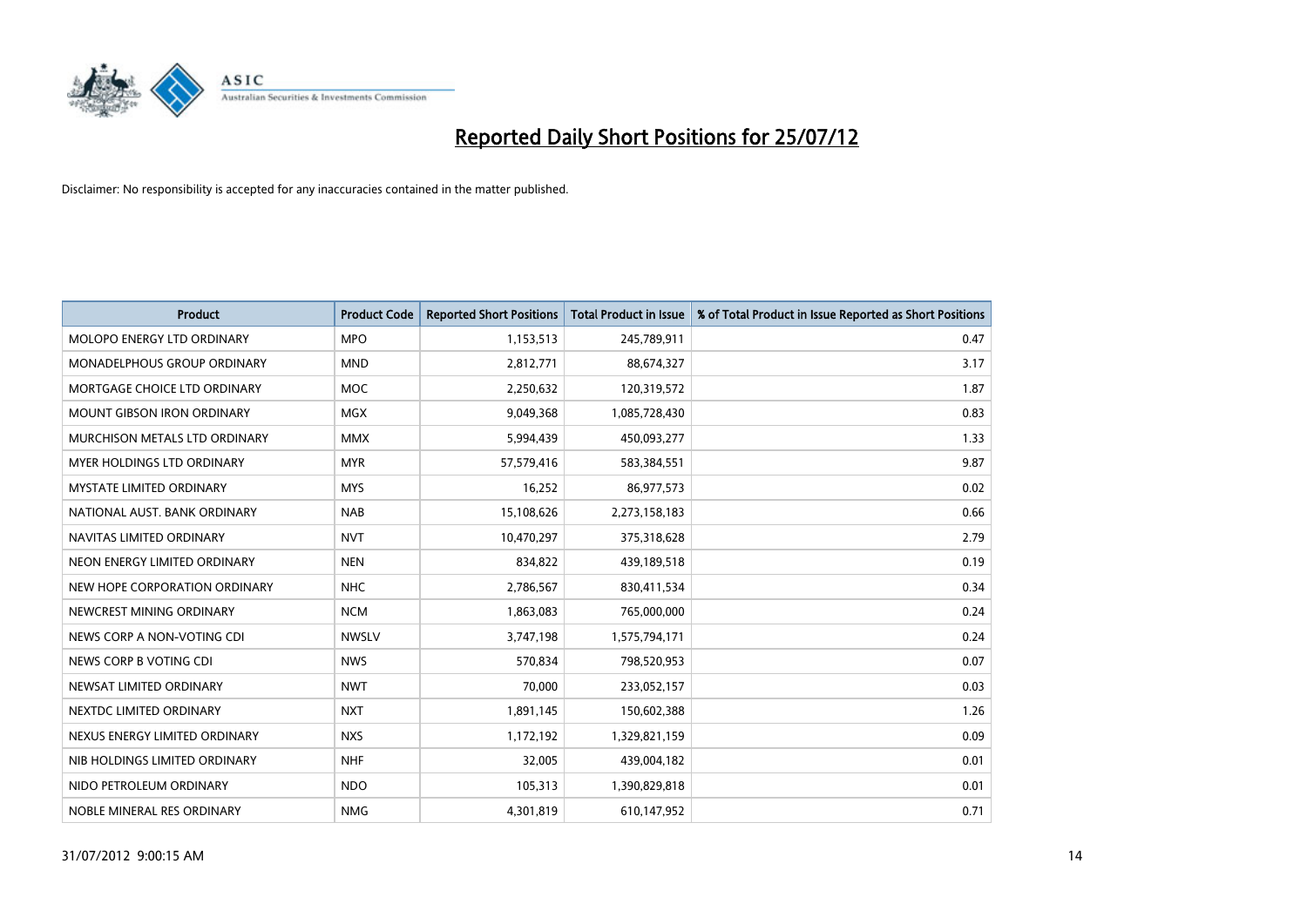# Reported Daily Short Positions for 25/07/12

Disclaimer: No responsibility is accepted for any inaccuracies contained in the matter published.

| Product | Product Code | Reported Short Positions | Total Product in Issue | % of Total Product in Issue Reported as Short Positions |
|---|---|---|---|---|
| MOLOPO ENERGY LTD ORDINARY | MPO | 1,153,513 | 245,789,911 | 0.47 |
| MONADELPHOUS GROUP ORDINARY | MND | 2,812,771 | 88,674,327 | 3.17 |
| MORTGAGE CHOICE LTD ORDINARY | MOC | 2,250,632 | 120,319,572 | 1.87 |
| MOUNT GIBSON IRON ORDINARY | MGX | 9,049,368 | 1,085,728,430 | 0.83 |
| MURCHISON METALS LTD ORDINARY | MMX | 5,994,439 | 450,093,277 | 1.33 |
| MYER HOLDINGS LTD ORDINARY | MYR | 57,579,416 | 583,384,551 | 9.87 |
| MYSTATE LIMITED ORDINARY | MYS | 16,252 | 86,977,573 | 0.02 |
| NATIONAL AUST. BANK ORDINARY | NAB | 15,108,626 | 2,273,158,183 | 0.66 |
| NAVITAS LIMITED ORDINARY | NVT | 10,470,297 | 375,318,628 | 2.79 |
| NEON ENERGY LIMITED ORDINARY | NEN | 834,822 | 439,189,518 | 0.19 |
| NEW HOPE CORPORATION ORDINARY | NHC | 2,786,567 | 830,411,534 | 0.34 |
| NEWCREST MINING ORDINARY | NCM | 1,863,083 | 765,000,000 | 0.24 |
| NEWS CORP A NON-VOTING CDI | NWSLV | 3,747,198 | 1,575,794,171 | 0.24 |
| NEWS CORP B VOTING CDI | NWS | 570,834 | 798,520,953 | 0.07 |
| NEWSAT LIMITED ORDINARY | NWT | 70,000 | 233,052,157 | 0.03 |
| NEXTDC LIMITED ORDINARY | NXT | 1,891,145 | 150,602,388 | 1.26 |
| NEXUS ENERGY LIMITED ORDINARY | NXS | 1,172,192 | 1,329,821,159 | 0.09 |
| NIB HOLDINGS LIMITED ORDINARY | NHF | 32,005 | 439,004,182 | 0.01 |
| NIDO PETROLEUM ORDINARY | NDO | 105,313 | 1,390,829,818 | 0.01 |
| NOBLE MINERAL RES ORDINARY | NMG | 4,301,819 | 610,147,952 | 0.71 |

31/07/2012 9:00:15 AM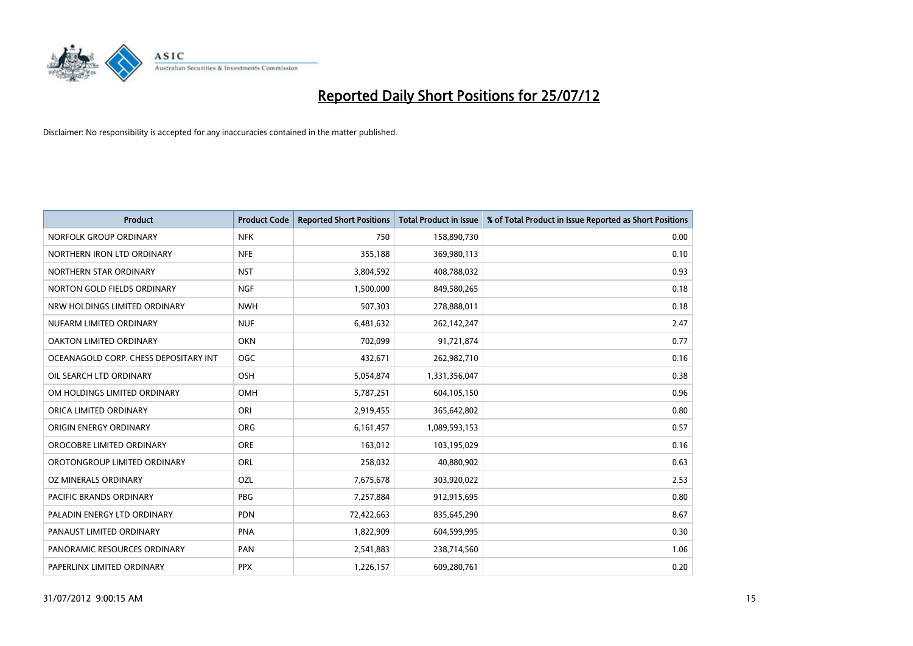# Reported Daily Short Positions for 25/07/12

Disclaimer: No responsibility is accepted for any inaccuracies contained in the matter published.

| Product | Product Code | Reported Short Positions | Total Product in Issue | % of Total Product in Issue Reported as Short Positions |
|---|---|---|---|---|
| NORFOLK GROUP ORDINARY | NFK | 750 | 158,890,730 | 0.00 |
| NORTHERN IRON LTD ORDINARY | NFE | 355,188 | 369,980,113 | 0.10 |
| NORTHERN STAR ORDINARY | NST | 3,804,592 | 408,788,032 | 0.93 |
| NORTON GOLD FIELDS ORDINARY | NGF | 1,500,000 | 849,580,265 | 0.18 |
| NRW HOLDINGS LIMITED ORDINARY | NWH | 507,303 | 278,888,011 | 0.18 |
| NUFARM LIMITED ORDINARY | NUF | 6,481,632 | 262,142,247 | 2.47 |
| OAKTON LIMITED ORDINARY | OKN | 702,099 | 91,721,874 | 0.77 |
| OCEANAGOLD CORP. CHESS DEPOSITARY INT | OGC | 432,671 | 262,982,710 | 0.16 |
| OIL SEARCH LTD ORDINARY | OSH | 5,054,874 | 1,331,356,047 | 0.38 |
| OM HOLDINGS LIMITED ORDINARY | OMH | 5,787,251 | 604,105,150 | 0.96 |
| ORICA LIMITED ORDINARY | ORI | 2,919,455 | 365,642,802 | 0.80 |
| ORIGIN ENERGY ORDINARY | ORG | 6,161,457 | 1,089,593,153 | 0.57 |
| OROCOBRE LIMITED ORDINARY | ORE | 163,012 | 103,195,029 | 0.16 |
| OROTONGROUP LIMITED ORDINARY | ORL | 258,032 | 40,880,902 | 0.63 |
| OZ MINERALS ORDINARY | OZL | 7,675,678 | 303,920,022 | 2.53 |
| PACIFIC BRANDS ORDINARY | PBG | 7,257,884 | 912,915,695 | 0.80 |
| PALADIN ENERGY LTD ORDINARY | PDN | 72,422,663 | 835,645,290 | 8.67 |
| PANAUST LIMITED ORDINARY | PNA | 1,822,909 | 604,599,995 | 0.30 |
| PANORAMIC RESOURCES ORDINARY | PAN | 2,541,883 | 238,714,560 | 1.06 |
| PAPERLINX LIMITED ORDINARY | PPX | 1,226,157 | 609,280,761 | 0.20 |

31/07/2012 9:00:15 AM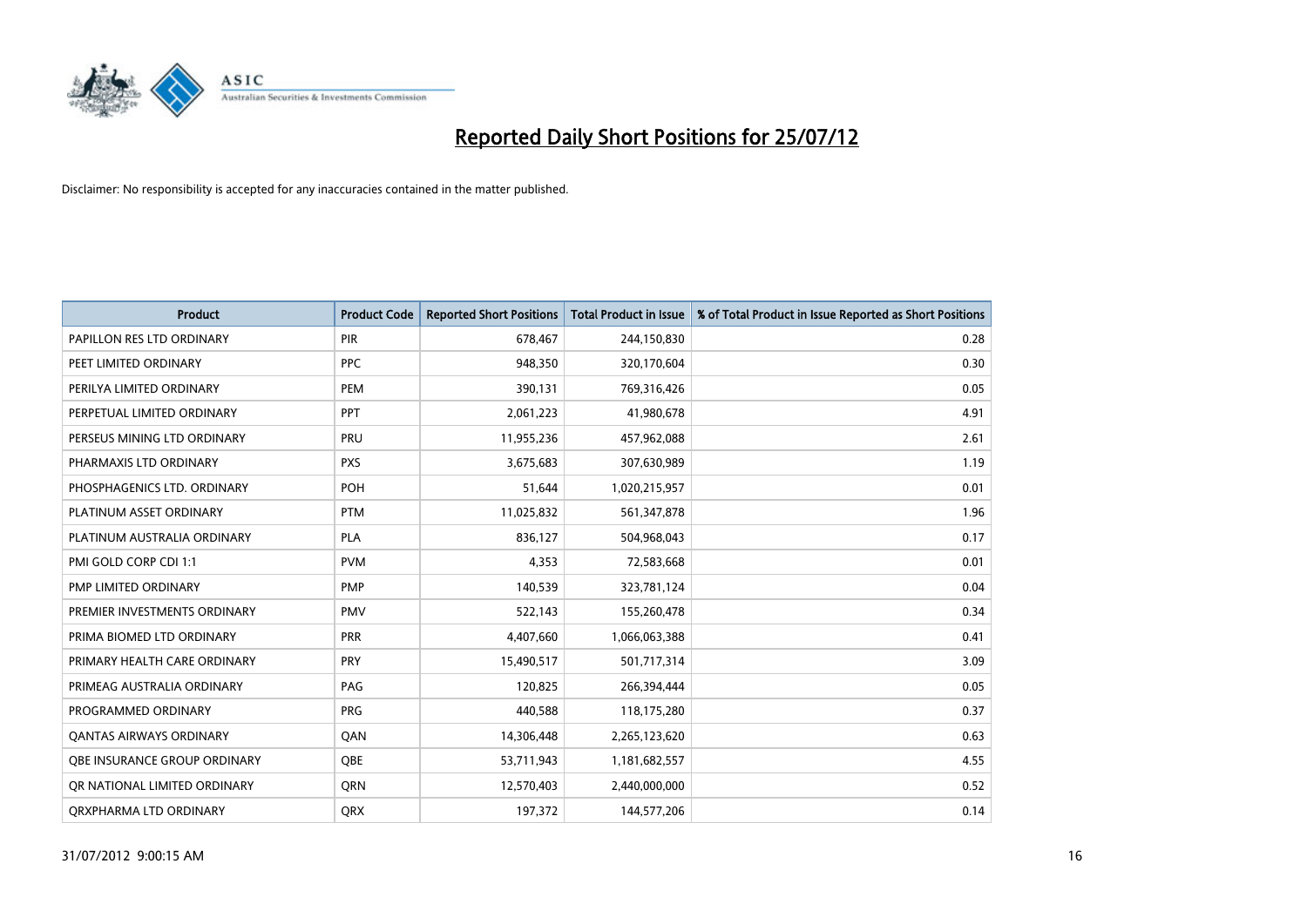# Reported Daily Short Positions for 25/07/12

Disclaimer: No responsibility is accepted for any inaccuracies contained in the matter published.

| Product | Product Code | Reported Short Positions | Total Product in Issue | % of Total Product in Issue Reported as Short Positions |
|---|---|---|---|---|
| PAPILLON RES LTD ORDINARY | PIR | 678,467 | 244,150,830 | 0.28 |
| PEET LIMITED ORDINARY | PPC | 948,350 | 320,170,604 | 0.30 |
| PERILYA LIMITED ORDINARY | PEM | 390,131 | 769,316,426 | 0.05 |
| PERPETUAL LIMITED ORDINARY | PPT | 2,061,223 | 41,980,678 | 4.91 |
| PERSEUS MINING LTD ORDINARY | PRU | 11,955,236 | 457,962,088 | 2.61 |
| PHARMAXIS LTD ORDINARY | PXS | 3,675,683 | 307,630,989 | 1.19 |
| PHOSPHAGENICS LTD. ORDINARY | POH | 51,644 | 1,020,215,957 | 0.01 |
| PLATINUM ASSET ORDINARY | PTM | 11,025,832 | 561,347,878 | 1.96 |
| PLATINUM AUSTRALIA ORDINARY | PLA | 836,127 | 504,968,043 | 0.17 |
| PMI GOLD CORP CDI 1:1 | PVM | 4,353 | 72,583,668 | 0.01 |
| PMP LIMITED ORDINARY | PMP | 140,539 | 323,781,124 | 0.04 |
| PREMIER INVESTMENTS ORDINARY | PMV | 522,143 | 155,260,478 | 0.34 |
| PRIMA BIOMED LTD ORDINARY | PRR | 4,407,660 | 1,066,063,388 | 0.41 |
| PRIMARY HEALTH CARE ORDINARY | PRY | 15,490,517 | 501,717,314 | 3.09 |
| PRIMEAG AUSTRALIA ORDINARY | PAG | 120,825 | 266,394,444 | 0.05 |
| PROGRAMMED ORDINARY | PRG | 440,588 | 118,175,280 | 0.37 |
| QANTAS AIRWAYS ORDINARY | QAN | 14,306,448 | 2,265,123,620 | 0.63 |
| QBE INSURANCE GROUP ORDINARY | QBE | 53,711,943 | 1,181,682,557 | 4.55 |
| QR NATIONAL LIMITED ORDINARY | QRN | 12,570,403 | 2,440,000,000 | 0.52 |
| QRXPHARMA LTD ORDINARY | QRX | 197,372 | 144,577,206 | 0.14 |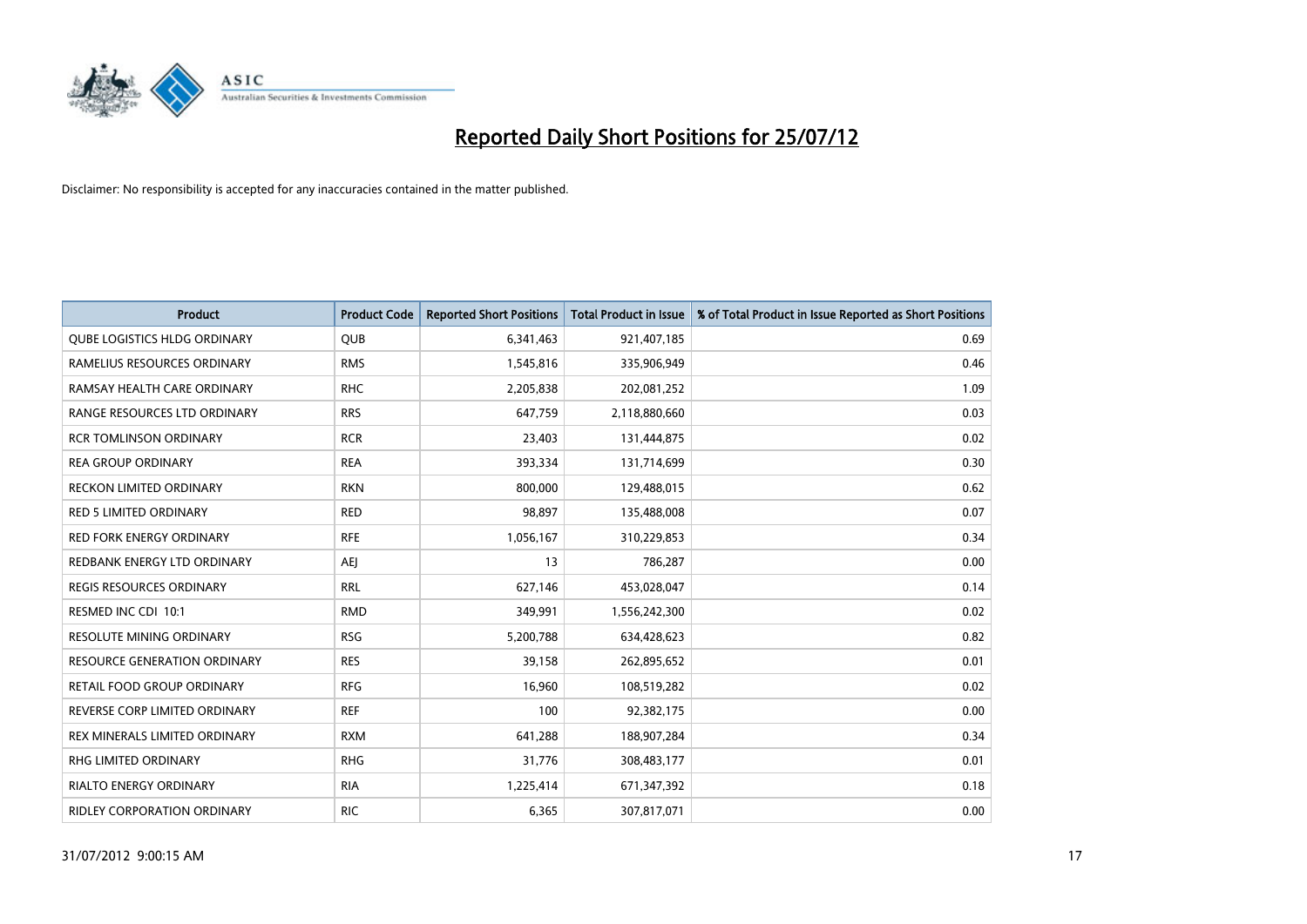# Reported Daily Short Positions for 25/07/12

Disclaimer: No responsibility is accepted for any inaccuracies contained in the matter published.

| Product | Product Code | Reported Short Positions | Total Product in Issue | % of Total Product in Issue Reported as Short Positions |
|---|---|---|---|---|
| QUBE LOGISTICS HLDG ORDINARY | QUB | 6,341,463 | 921,407,185 | 0.69 |
| RAMELIUS RESOURCES ORDINARY | RMS | 1,545,816 | 335,906,949 | 0.46 |
| RAMSAY HEALTH CARE ORDINARY | RHC | 2,205,838 | 202,081,252 | 1.09 |
| RANGE RESOURCES LTD ORDINARY | RRS | 647,759 | 2,118,880,660 | 0.03 |
| RCR TOMLINSON ORDINARY | RCR | 23,403 | 131,444,875 | 0.02 |
| REA GROUP ORDINARY | REA | 393,334 | 131,714,699 | 0.30 |
| RECKON LIMITED ORDINARY | RKN | 800,000 | 129,488,015 | 0.62 |
| RED 5 LIMITED ORDINARY | RED | 98,897 | 135,488,008 | 0.07 |
| RED FORK ENERGY ORDINARY | RFE | 1,056,167 | 310,229,853 | 0.34 |
| REDBANK ENERGY LTD ORDINARY | AEJ | 13 | 786,287 | 0.00 |
| REGIS RESOURCES ORDINARY | RRL | 627,146 | 453,028,047 | 0.14 |
| RESMED INC CDI 10:1 | RMD | 349,991 | 1,556,242,300 | 0.02 |
| RESOLUTE MINING ORDINARY | RSG | 5,200,788 | 634,428,623 | 0.82 |
| RESOURCE GENERATION ORDINARY | RES | 39,158 | 262,895,652 | 0.01 |
| RETAIL FOOD GROUP ORDINARY | RFG | 16,960 | 108,519,282 | 0.02 |
| REVERSE CORP LIMITED ORDINARY | REF | 100 | 92,382,175 | 0.00 |
| REX MINERALS LIMITED ORDINARY | RXM | 641,288 | 188,907,284 | 0.34 |
| RHG LIMITED ORDINARY | RHG | 31,776 | 308,483,177 | 0.01 |
| RIALTO ENERGY ORDINARY | RIA | 1,225,414 | 671,347,392 | 0.18 |
| RIDLEY CORPORATION ORDINARY | RIC | 6,365 | 307,817,071 | 0.00 |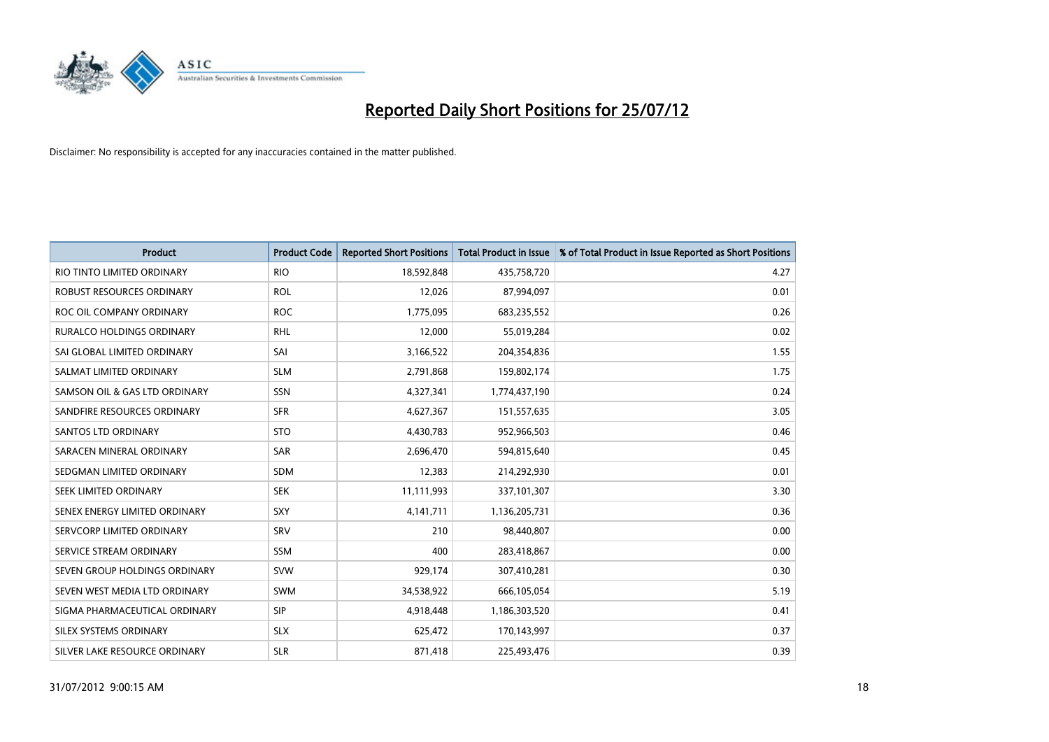# Reported Daily Short Positions for 25/07/12

Disclaimer: No responsibility is accepted for any inaccuracies contained in the matter published.

| Product | Product Code | Reported Short Positions | Total Product in Issue | % of Total Product in Issue Reported as Short Positions |
|---|---|---|---|---|
| RIO TINTO LIMITED ORDINARY | RIO | 18,592,848 | 435,758,720 | 4.27 |
| ROBUST RESOURCES ORDINARY | ROL | 12,026 | 87,994,097 | 0.01 |
| ROC OIL COMPANY ORDINARY | ROC | 1,775,095 | 683,235,552 | 0.26 |
| RURALCO HOLDINGS ORDINARY | RHL | 12,000 | 55,019,284 | 0.02 |
| SAI GLOBAL LIMITED ORDINARY | SAI | 3,166,522 | 204,354,836 | 1.55 |
| SALMAT LIMITED ORDINARY | SLM | 2,791,868 | 159,802,174 | 1.75 |
| SAMSON OIL & GAS LTD ORDINARY | SSN | 4,327,341 | 1,774,437,190 | 0.24 |
| SANDFIRE RESOURCES ORDINARY | SFR | 4,627,367 | 151,557,635 | 3.05 |
| SANTOS LTD ORDINARY | STO | 4,430,783 | 952,966,503 | 0.46 |
| SARACEN MINERAL ORDINARY | SAR | 2,696,470 | 594,815,640 | 0.45 |
| SEDGMAN LIMITED ORDINARY | SDM | 12,383 | 214,292,930 | 0.01 |
| SEEK LIMITED ORDINARY | SEK | 11,111,993 | 337,101,307 | 3.30 |
| SENEX ENERGY LIMITED ORDINARY | SXY | 4,141,711 | 1,136,205,731 | 0.36 |
| SERVCORP LIMITED ORDINARY | SRV | 210 | 98,440,807 | 0.00 |
| SERVICE STREAM ORDINARY | SSM | 400 | 283,418,867 | 0.00 |
| SEVEN GROUP HOLDINGS ORDINARY | SVW | 929,174 | 307,410,281 | 0.30 |
| SEVEN WEST MEDIA LTD ORDINARY | SWM | 34,538,922 | 666,105,054 | 5.19 |
| SIGMA PHARMACEUTICAL ORDINARY | SIP | 4,918,448 | 1,186,303,520 | 0.41 |
| SILEX SYSTEMS ORDINARY | SLX | 625,472 | 170,143,997 | 0.37 |
| SILVER LAKE RESOURCE ORDINARY | SLR | 871,418 | 225,493,476 | 0.39 |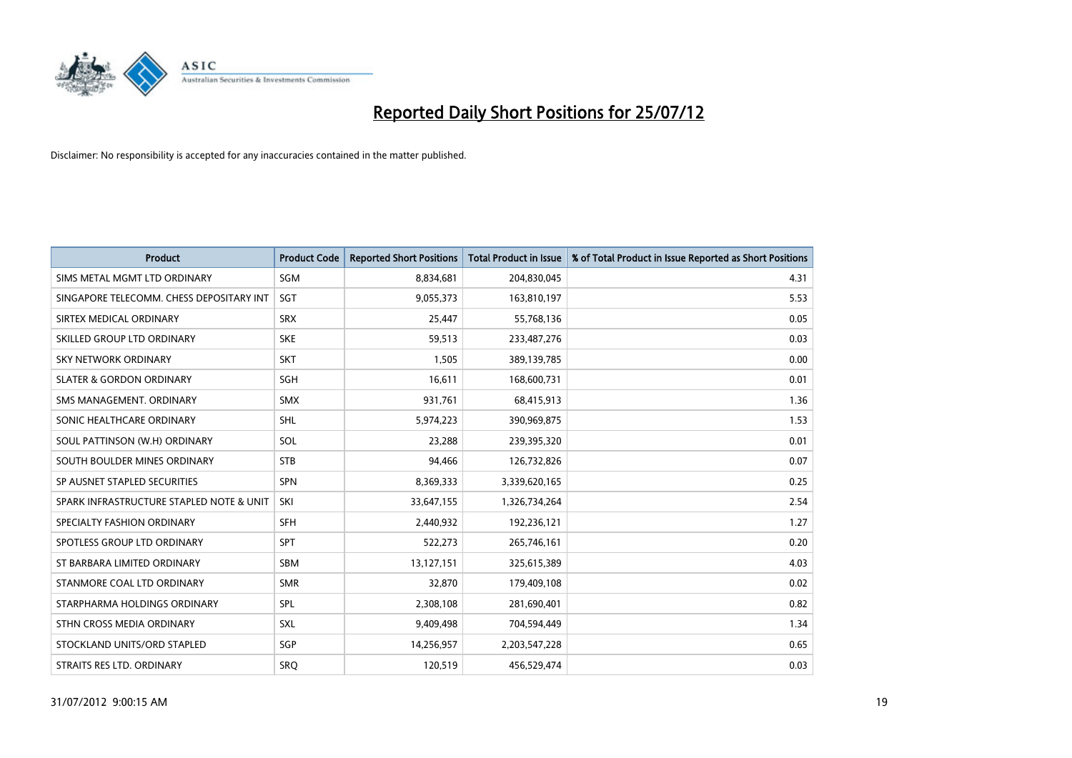# Reported Daily Short Positions for 25/07/12

Disclaimer: No responsibility is accepted for any inaccuracies contained in the matter published.

| Product | Product Code | Reported Short Positions | Total Product in Issue | % of Total Product in Issue Reported as Short Positions |
|---|---|---|---|---|
| SIMS METAL MGMT LTD ORDINARY | SGM | 8,834,681 | 204,830,045 | 4.31 |
| SINGAPORE TELECOMM. CHESS DEPOSITARY INT | SGT | 9,055,373 | 163,810,197 | 5.53 |
| SIRTEX MEDICAL ORDINARY | SRX | 25,447 | 55,768,136 | 0.05 |
| SKILLED GROUP LTD ORDINARY | SKE | 59,513 | 233,487,276 | 0.03 |
| SKY NETWORK ORDINARY | SKT | 1,505 | 389,139,785 | 0.00 |
| SLATER & GORDON ORDINARY | SGH | 16,611 | 168,600,731 | 0.01 |
| SMS MANAGEMENT. ORDINARY | SMX | 931,761 | 68,415,913 | 1.36 |
| SONIC HEALTHCARE ORDINARY | SHL | 5,974,223 | 390,969,875 | 1.53 |
| SOUL PATTINSON (W.H) ORDINARY | SOL | 23,288 | 239,395,320 | 0.01 |
| SOUTH BOULDER MINES ORDINARY | STB | 94,466 | 126,732,826 | 0.07 |
| SP AUSNET STAPLED SECURITIES | SPN | 8,369,333 | 3,339,620,165 | 0.25 |
| SPARK INFRASTRUCTURE STAPLED NOTE & UNIT | SKI | 33,647,155 | 1,326,734,264 | 2.54 |
| SPECIALTY FASHION ORDINARY | SFH | 2,440,932 | 192,236,121 | 1.27 |
| SPOTLESS GROUP LTD ORDINARY | SPT | 522,273 | 265,746,161 | 0.20 |
| ST BARBARA LIMITED ORDINARY | SBM | 13,127,151 | 325,615,389 | 4.03 |
| STANMORE COAL LTD ORDINARY | SMR | 32,870 | 179,409,108 | 0.02 |
| STARPHARMA HOLDINGS ORDINARY | SPL | 2,308,108 | 281,690,401 | 0.82 |
| STHN CROSS MEDIA ORDINARY | SXL | 9,409,498 | 704,594,449 | 1.34 |
| STOCKLAND UNITS/ORD STAPLED | SGP | 14,256,957 | 2,203,547,228 | 0.65 |
| STRAITS RES LTD. ORDINARY | SRQ | 120,519 | 456,529,474 | 0.03 |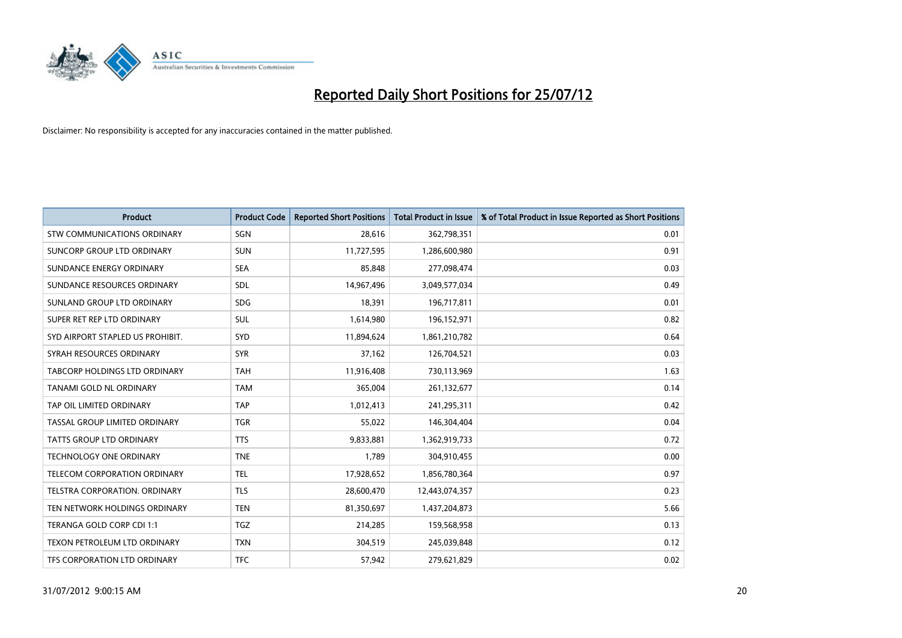# Reported Daily Short Positions for 25/07/12

Disclaimer: No responsibility is accepted for any inaccuracies contained in the matter published.

| Product | Product Code | Reported Short Positions | Total Product in Issue | % of Total Product in Issue Reported as Short Positions |
|---|---|---|---|---|
| STW COMMUNICATIONS ORDINARY | SGN | 28,616 | 362,798,351 | 0.01 |
| SUNCORP GROUP LTD ORDINARY | SUN | 11,727,595 | 1,286,600,980 | 0.91 |
| SUNDANCE ENERGY ORDINARY | SEA | 85,848 | 277,098,474 | 0.03 |
| SUNDANCE RESOURCES ORDINARY | SDL | 14,967,496 | 3,049,577,034 | 0.49 |
| SUNLAND GROUP LTD ORDINARY | SDG | 18,391 | 196,717,811 | 0.01 |
| SUPER RET REP LTD ORDINARY | SUL | 1,614,980 | 196,152,971 | 0.82 |
| SYD AIRPORT STAPLED US PROHIBIT. | SYD | 11,894,624 | 1,861,210,782 | 0.64 |
| SYRAH RESOURCES ORDINARY | SYR | 37,162 | 126,704,521 | 0.03 |
| TABCORP HOLDINGS LTD ORDINARY | TAH | 11,916,408 | 730,113,969 | 1.63 |
| TANAMI GOLD NL ORDINARY | TAM | 365,004 | 261,132,677 | 0.14 |
| TAP OIL LIMITED ORDINARY | TAP | 1,012,413 | 241,295,311 | 0.42 |
| TASSAL GROUP LIMITED ORDINARY | TGR | 55,022 | 146,304,404 | 0.04 |
| TATTS GROUP LTD ORDINARY | TTS | 9,833,881 | 1,362,919,733 | 0.72 |
| TECHNOLOGY ONE ORDINARY | TNE | 1,789 | 304,910,455 | 0.00 |
| TELECOM CORPORATION ORDINARY | TEL | 17,928,652 | 1,856,780,364 | 0.97 |
| TELSTRA CORPORATION. ORDINARY | TLS | 28,600,470 | 12,443,074,357 | 0.23 |
| TEN NETWORK HOLDINGS ORDINARY | TEN | 81,350,697 | 1,437,204,873 | 5.66 |
| TERANGA GOLD CORP CDI 1:1 | TGZ | 214,285 | 159,568,958 | 0.13 |
| TEXON PETROLEUM LTD ORDINARY | TXN | 304,519 | 245,039,848 | 0.12 |
| TFS CORPORATION LTD ORDINARY | TFC | 57,942 | 279,621,829 | 0.02 |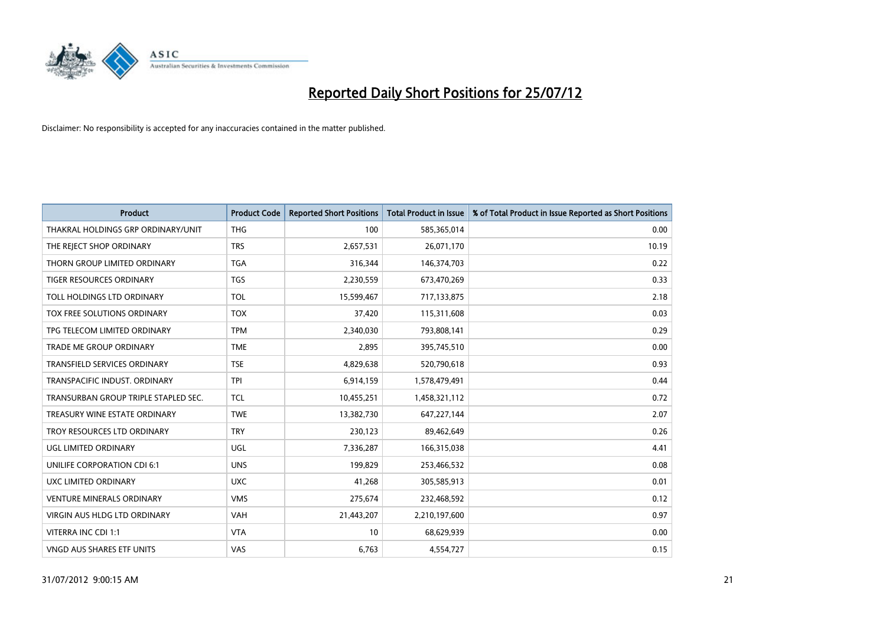# Reported Daily Short Positions for 25/07/12

Disclaimer: No responsibility is accepted for any inaccuracies contained in the matter published.

| Product | Product Code | Reported Short Positions | Total Product in Issue | % of Total Product in Issue Reported as Short Positions |
|---|---|---|---|---|
| THAKRAL HOLDINGS GRP ORDINARY/UNIT | THG | 100 | 585,365,014 | 0.00 |
| THE REJECT SHOP ORDINARY | TRS | 2,657,531 | 26,071,170 | 10.19 |
| THORN GROUP LIMITED ORDINARY | TGA | 316,344 | 146,374,703 | 0.22 |
| TIGER RESOURCES ORDINARY | TGS | 2,230,559 | 673,470,269 | 0.33 |
| TOLL HOLDINGS LTD ORDINARY | TOL | 15,599,467 | 717,133,875 | 2.18 |
| TOX FREE SOLUTIONS ORDINARY | TOX | 37,420 | 115,311,608 | 0.03 |
| TPG TELECOM LIMITED ORDINARY | TPM | 2,340,030 | 793,808,141 | 0.29 |
| TRADE ME GROUP ORDINARY | TME | 2,895 | 395,745,510 | 0.00 |
| TRANSFIELD SERVICES ORDINARY | TSE | 4,829,638 | 520,790,618 | 0.93 |
| TRANSPACIFIC INDUST. ORDINARY | TPI | 6,914,159 | 1,578,479,491 | 0.44 |
| TRANSURBAN GROUP TRIPLE STAPLED SEC. | TCL | 10,455,251 | 1,458,321,112 | 0.72 |
| TREASURY WINE ESTATE ORDINARY | TWE | 13,382,730 | 647,227,144 | 2.07 |
| TROY RESOURCES LTD ORDINARY | TRY | 230,123 | 89,462,649 | 0.26 |
| UGL LIMITED ORDINARY | UGL | 7,336,287 | 166,315,038 | 4.41 |
| UNILIFE CORPORATION CDI 6:1 | UNS | 199,829 | 253,466,532 | 0.08 |
| UXC LIMITED ORDINARY | UXC | 41,268 | 305,585,913 | 0.01 |
| VENTURE MINERALS ORDINARY | VMS | 275,674 | 232,468,592 | 0.12 |
| VIRGIN AUS HLDG LTD ORDINARY | VAH | 21,443,207 | 2,210,197,600 | 0.97 |
| VITERRA INC CDI 1:1 | VTA | 10 | 68,629,939 | 0.00 |
| VNGD AUS SHARES ETF UNITS | VAS | 6,763 | 4,554,727 | 0.15 |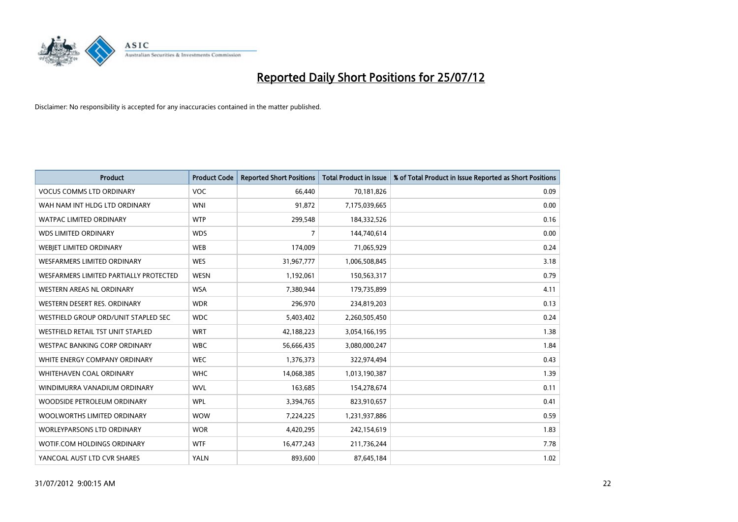# Reported Daily Short Positions for 25/07/12

Disclaimer: No responsibility is accepted for any inaccuracies contained in the matter published.

| Product | Product Code | Reported Short Positions | Total Product in Issue | % of Total Product in Issue Reported as Short Positions |
|---|---|---|---|---|
| VOCUS COMMS LTD ORDINARY | VOC | 66,440 | 70,181,826 | 0.09 |
| WAH NAM INT HLDG LTD ORDINARY | WNI | 91,872 | 7,175,039,665 | 0.00 |
| WATPAC LIMITED ORDINARY | WTP | 299,548 | 184,332,526 | 0.16 |
| WDS LIMITED ORDINARY | WDS | 7 | 144,740,614 | 0.00 |
| WEBJET LIMITED ORDINARY | WEB | 174,009 | 71,065,929 | 0.24 |
| WESFARMERS LIMITED ORDINARY | WES | 31,967,777 | 1,006,508,845 | 3.18 |
| WESFARMERS LIMITED PARTIALLY PROTECTED | WESN | 1,192,061 | 150,563,317 | 0.79 |
| WESTERN AREAS NL ORDINARY | WSA | 7,380,944 | 179,735,899 | 4.11 |
| WESTERN DESERT RES. ORDINARY | WDR | 296,970 | 234,819,203 | 0.13 |
| WESTFIELD GROUP ORD/UNIT STAPLED SEC | WDC | 5,403,402 | 2,260,505,450 | 0.24 |
| WESTFIELD RETAIL TST UNIT STAPLED | WRT | 42,188,223 | 3,054,166,195 | 1.38 |
| WESTPAC BANKING CORP ORDINARY | WBC | 56,666,435 | 3,080,000,247 | 1.84 |
| WHITE ENERGY COMPANY ORDINARY | WEC | 1,376,373 | 322,974,494 | 0.43 |
| WHITEHAVEN COAL ORDINARY | WHC | 14,068,385 | 1,013,190,387 | 1.39 |
| WINDIMURRA VANADIUM ORDINARY | WVL | 163,685 | 154,278,674 | 0.11 |
| WOODSIDE PETROLEUM ORDINARY | WPL | 3,394,765 | 823,910,657 | 0.41 |
| WOOLWORTHS LIMITED ORDINARY | WOW | 7,224,225 | 1,231,937,886 | 0.59 |
| WORLEYPARSONS LTD ORDINARY | WOR | 4,420,295 | 242,154,619 | 1.83 |
| WOTIF.COM HOLDINGS ORDINARY | WTF | 16,477,243 | 211,736,244 | 7.78 |
| YANCOAL AUST LTD CVR SHARES | YALN | 893,600 | 87,645,184 | 1.02 |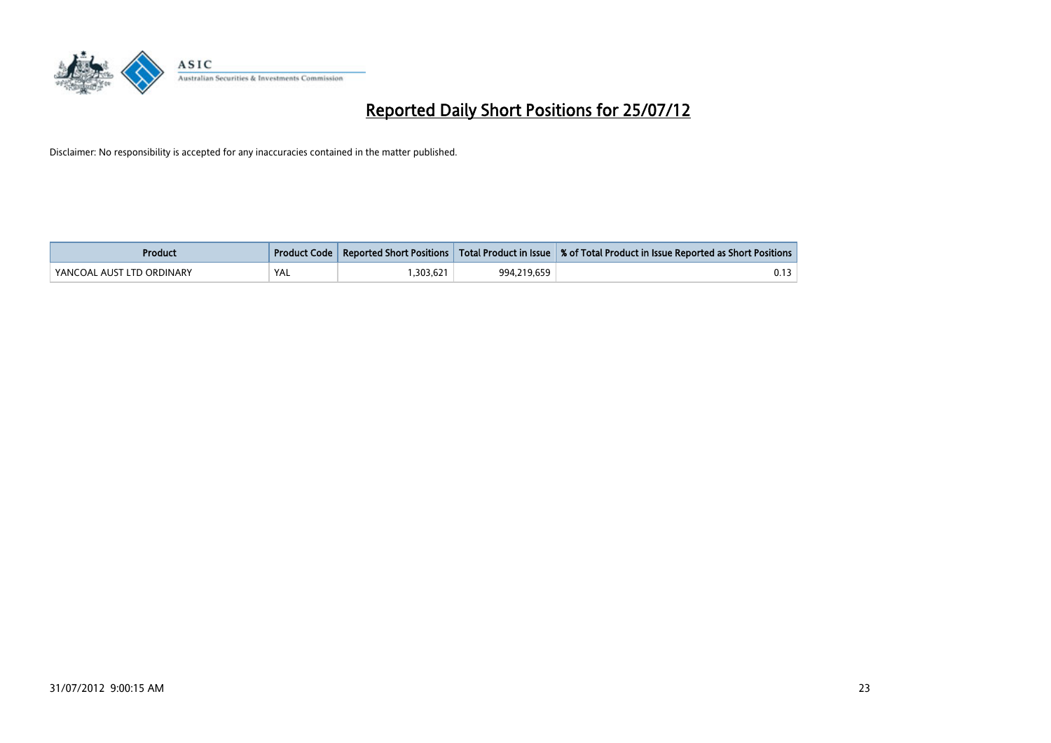# Reported Daily Short Positions for 25/07/12

Disclaimer: No responsibility is accepted for any inaccuracies contained in the matter published.

| Product | Product Code | Reported Short Positions | Total Product in Issue | % of Total Product in Issue Reported as Short Positions |
|---|---|---|---|---|
| YANCOAL AUST LTD ORDINARY | YAL | 1,303,621 | 994,219,659 | 0.13 |